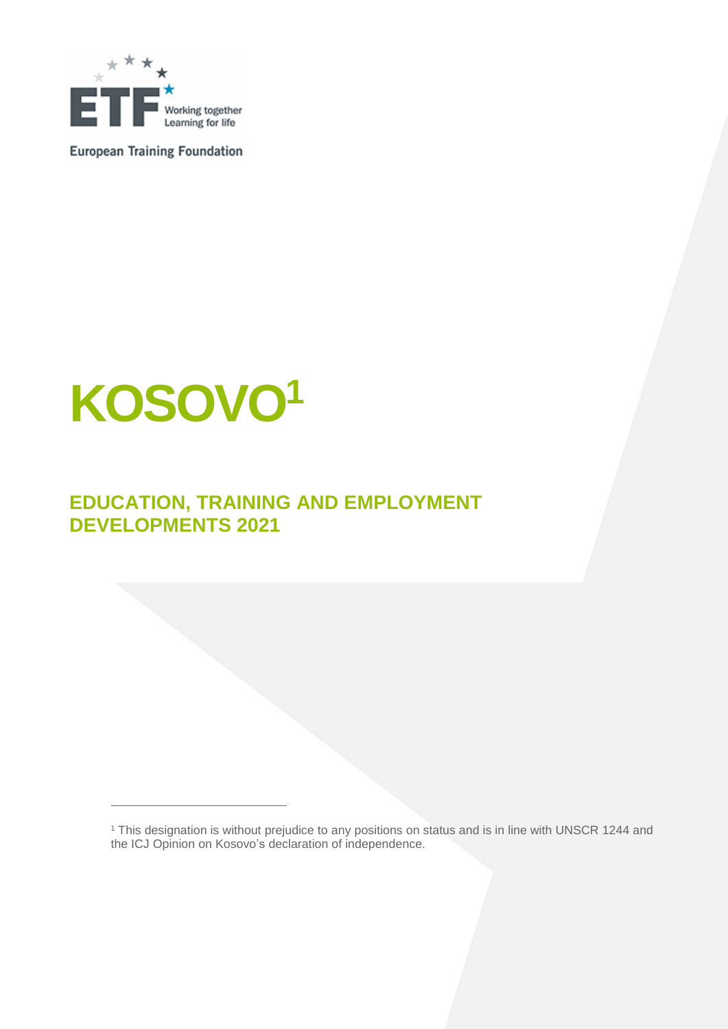European Training Foundation

# KOSOVO[1]

## EDUCATION, TRAINING AND EMPLOYMENT DEVELOPMENTS 2021

[1] This designation is without prejudice to any positions on status and is in line with UNSCR 1244 and the ICJ Opinion on Kosovo's declaration of independence.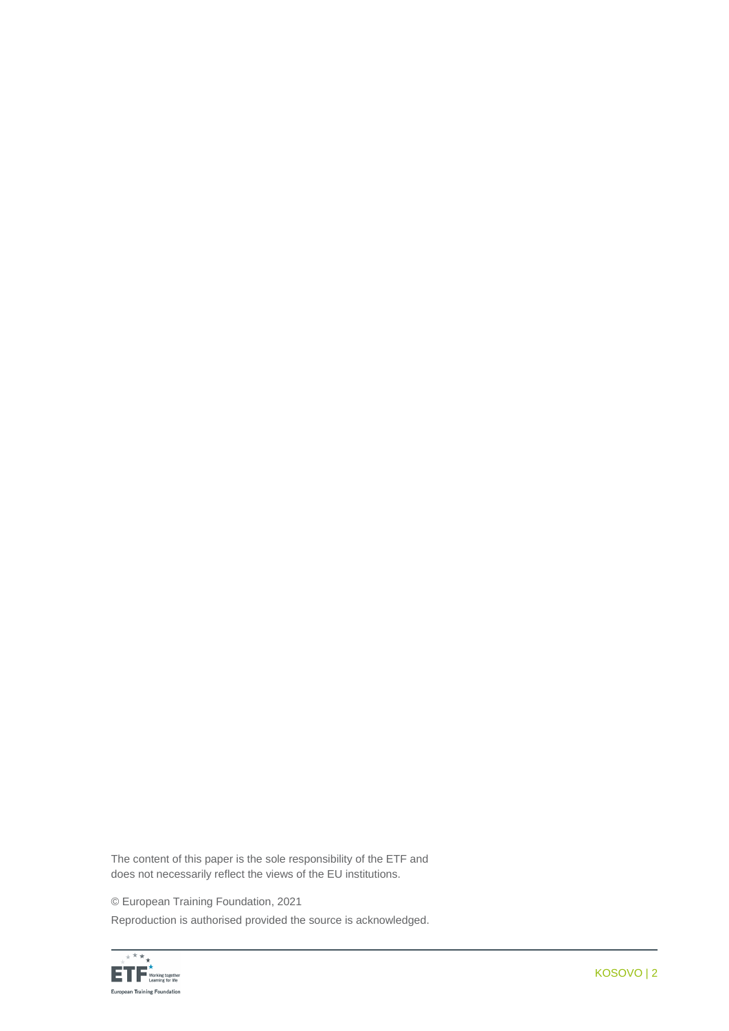The content of this paper is the sole responsibility of the ETF and does not necessarily reflect the views of the EU institutions.

© European Training Foundation, 2021

Reproduction is authorised provided the source is acknowledged.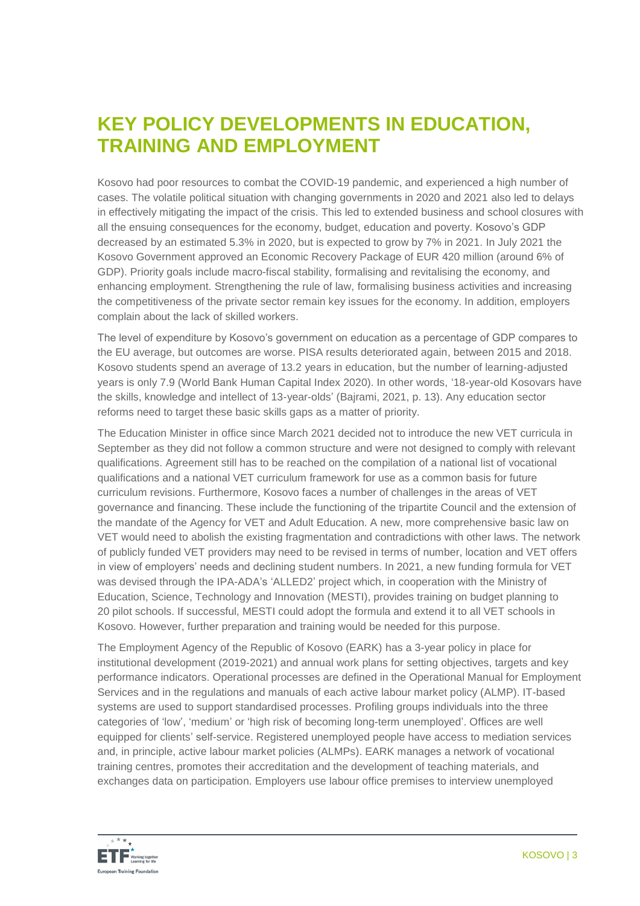# KEY POLICY DEVELOPMENTS IN EDUCATION, TRAINING AND EMPLOYMENT

Kosovo had poor resources to combat the COVID-19 pandemic, and experienced a high number of cases. The volatile political situation with changing governments in 2020 and 2021 also led to delays in effectively mitigating the impact of the crisis. This led to extended business and school closures with all the ensuing consequences for the economy, budget, education and poverty. Kosovo's GDP decreased by an estimated 5.3% in 2020, but is expected to grow by 7% in 2021. In July 2021 the Kosovo Government approved an Economic Recovery Package of EUR 420 million (around 6% of GDP). Priority goals include macro-fiscal stability, formalising and revitalising the economy, and enhancing employment. Strengthening the rule of law, formalising business activities and increasing the competitiveness of the private sector remain key issues for the economy. In addition, employers complain about the lack of skilled workers.

The level of expenditure by Kosovo's government on education as a percentage of GDP compares to the EU average, but outcomes are worse. PISA results deteriorated again, between 2015 and 2018. Kosovo students spend an average of 13.2 years in education, but the number of learning-adjusted years is only 7.9 (World Bank Human Capital Index 2020). In other words, '18-year-old Kosovars have the skills, knowledge and intellect of 13-year-olds' (Bajrami, 2021, p. 13). Any education sector reforms need to target these basic skills gaps as a matter of priority.

The Education Minister in office since March 2021 decided not to introduce the new VET curricula in September as they did not follow a common structure and were not designed to comply with relevant qualifications. Agreement still has to be reached on the compilation of a national list of vocational qualifications and a national VET curriculum framework for use as a common basis for future curriculum revisions. Furthermore, Kosovo faces a number of challenges in the areas of VET governance and financing. These include the functioning of the tripartite Council and the extension of the mandate of the Agency for VET and Adult Education. A new, more comprehensive basic law on VET would need to abolish the existing fragmentation and contradictions with other laws. The network of publicly funded VET providers may need to be revised in terms of number, location and VET offers in view of employers' needs and declining student numbers. In 2021, a new funding formula for VET was devised through the IPA-ADA's 'ALLED2' project which, in cooperation with the Ministry of Education, Science, Technology and Innovation (MESTI), provides training on budget planning to 20 pilot schools. If successful, MESTI could adopt the formula and extend it to all VET schools in Kosovo. However, further preparation and training would be needed for this purpose.

The Employment Agency of the Republic of Kosovo (EARK) has a 3-year policy in place for institutional development (2019-2021) and annual work plans for setting objectives, targets and key performance indicators. Operational processes are defined in the Operational Manual for Employment Services and in the regulations and manuals of each active labour market policy (ALMP). IT-based systems are used to support standardised processes. Profiling groups individuals into the three categories of 'low', 'medium' or 'high risk of becoming long-term unemployed'. Offices are well equipped for clients' self-service. Registered unemployed people have access to mediation services and, in principle, active labour market policies (ALMPs). EARK manages a network of vocational training centres, promotes their accreditation and the development of teaching materials, and exchanges data on participation. Employers use labour office premises to interview unemployed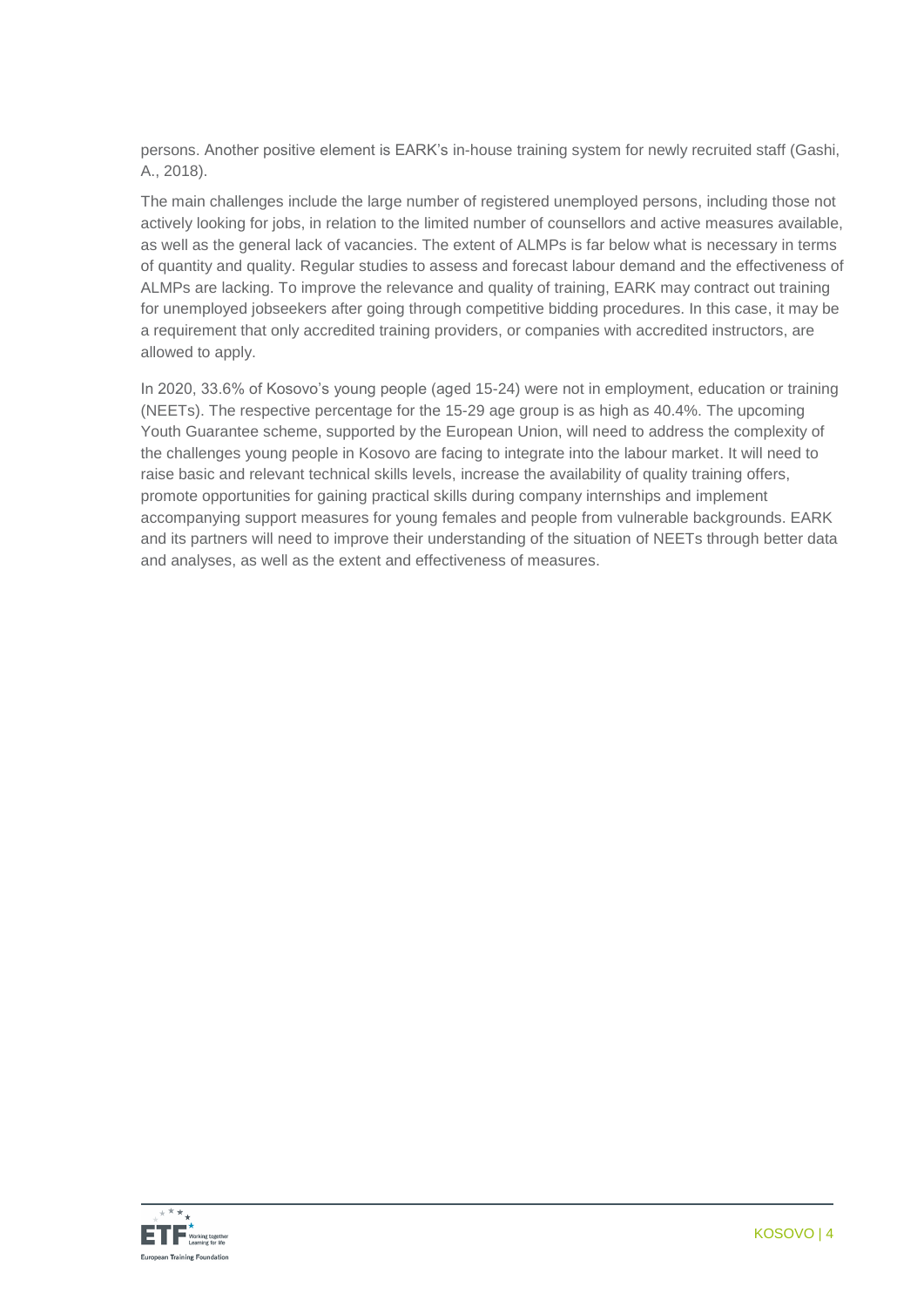persons. Another positive element is EARK's in-house training system for newly recruited staff (Gashi, A., 2018).

The main challenges include the large number of registered unemployed persons, including those not actively looking for jobs, in relation to the limited number of counsellors and active measures available, as well as the general lack of vacancies. The extent of ALMPs is far below what is necessary in terms of quantity and quality. Regular studies to assess and forecast labour demand and the effectiveness of ALMPs are lacking. To improve the relevance and quality of training, EARK may contract out training for unemployed jobseekers after going through competitive bidding procedures. In this case, it may be a requirement that only accredited training providers, or companies with accredited instructors, are allowed to apply.

In 2020, 33.6% of Kosovo's young people (aged 15-24) were not in employment, education or training (NEETs). The respective percentage for the 15-29 age group is as high as 40.4%. The upcoming Youth Guarantee scheme, supported by the European Union, will need to address the complexity of the challenges young people in Kosovo are facing to integrate into the labour market. It will need to raise basic and relevant technical skills levels, increase the availability of quality training offers, promote opportunities for gaining practical skills during company internships and implement accompanying support measures for young females and people from vulnerable backgrounds. EARK and its partners will need to improve their understanding of the situation of NEETs through better data and analyses, as well as the extent and effectiveness of measures.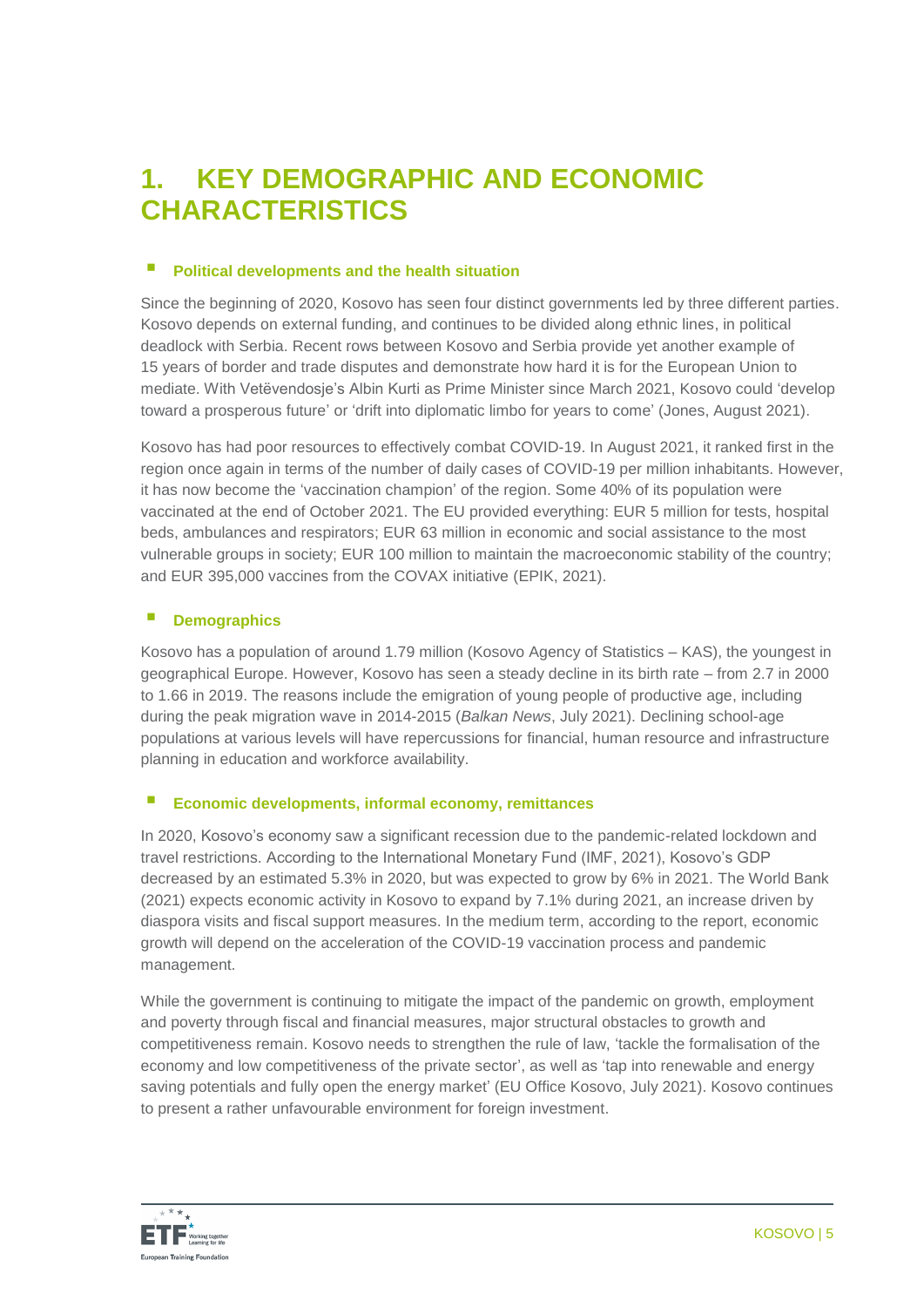# 1. KEY DEMOGRAPHIC AND ECONOMIC CHARACTERISTICS

## Political developments and the health situation

Since the beginning of 2020, Kosovo has seen four distinct governments led by three different parties. Kosovo depends on external funding, and continues to be divided along ethnic lines, in political deadlock with Serbia. Recent rows between Kosovo and Serbia provide yet another example of 15 years of border and trade disputes and demonstrate how hard it is for the European Union to mediate. With Vetëvendosje's Albin Kurti as Prime Minister since March 2021, Kosovo could 'develop toward a prosperous future' or 'drift into diplomatic limbo for years to come' (Jones, August 2021).

Kosovo has had poor resources to effectively combat COVID-19. In August 2021, it ranked first in the region once again in terms of the number of daily cases of COVID-19 per million inhabitants. However, it has now become the 'vaccination champion' of the region. Some 40% of its population were vaccinated at the end of October 2021. The EU provided everything: EUR 5 million for tests, hospital beds, ambulances and respirators; EUR 63 million in economic and social assistance to the most vulnerable groups in society; EUR 100 million to maintain the macroeconomic stability of the country; and EUR 395,000 vaccines from the COVAX initiative (EPIK, 2021).

## Demographics

Kosovo has a population of around 1.79 million (Kosovo Agency of Statistics – KAS), the youngest in geographical Europe. However, Kosovo has seen a steady decline in its birth rate – from 2.7 in 2000 to 1.66 in 2019. The reasons include the emigration of young people of productive age, including during the peak migration wave in 2014-2015 (*Balkan News*, July 2021). Declining school-age populations at various levels will have repercussions for financial, human resource and infrastructure planning in education and workforce availability.

## Economic developments, informal economy, remittances

In 2020, Kosovo's economy saw a significant recession due to the pandemic-related lockdown and travel restrictions. According to the International Monetary Fund (IMF, 2021), Kosovo's GDP decreased by an estimated 5.3% in 2020, but was expected to grow by 6% in 2021. The World Bank (2021) expects economic activity in Kosovo to expand by 7.1% during 2021, an increase driven by diaspora visits and fiscal support measures. In the medium term, according to the report, economic growth will depend on the acceleration of the COVID-19 vaccination process and pandemic management.

While the government is continuing to mitigate the impact of the pandemic on growth, employment and poverty through fiscal and financial measures, major structural obstacles to growth and competitiveness remain. Kosovo needs to strengthen the rule of law, 'tackle the formalisation of the economy and low competitiveness of the private sector', as well as 'tap into renewable and energy saving potentials and fully open the energy market' (EU Office Kosovo, July 2021). Kosovo continues to present a rather unfavourable environment for foreign investment.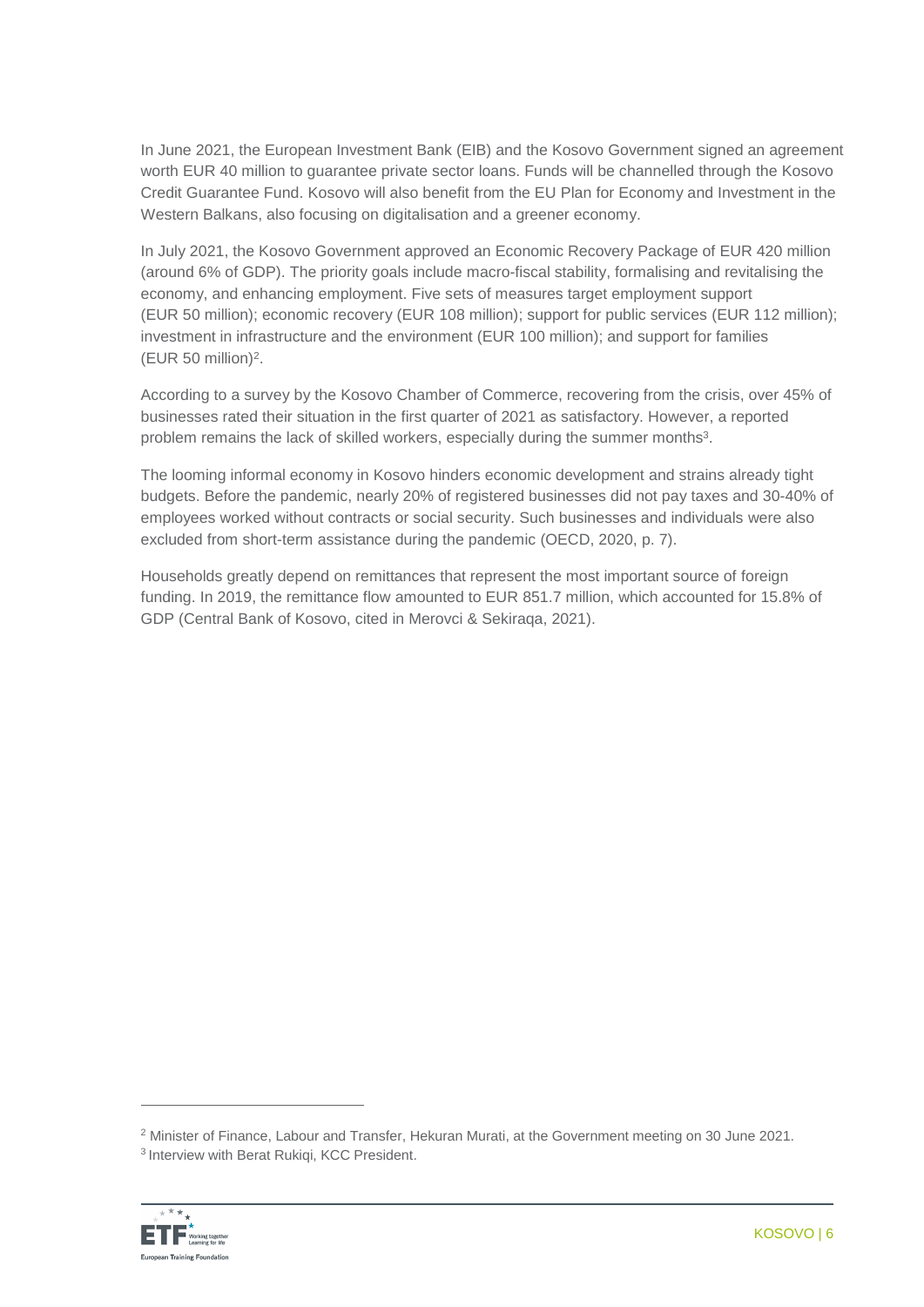In June 2021, the European Investment Bank (EIB) and the Kosovo Government signed an agreement worth EUR 40 million to guarantee private sector loans. Funds will be channelled through the Kosovo Credit Guarantee Fund. Kosovo will also benefit from the EU Plan for Economy and Investment in the Western Balkans, also focusing on digitalisation and a greener economy.

In July 2021, the Kosovo Government approved an Economic Recovery Package of EUR 420 million (around 6% of GDP). The priority goals include macro-fiscal stability, formalising and revitalising the economy, and enhancing employment. Five sets of measures target employment support (EUR 50 million); economic recovery (EUR 108 million); support for public services (EUR 112 million); investment in infrastructure and the environment (EUR 100 million); and support for families (EUR 50 million)[2].

According to a survey by the Kosovo Chamber of Commerce, recovering from the crisis, over 45% of businesses rated their situation in the first quarter of 2021 as satisfactory. However, a reported problem remains the lack of skilled workers, especially during the summer months[3].

The looming informal economy in Kosovo hinders economic development and strains already tight budgets. Before the pandemic, nearly 20% of registered businesses did not pay taxes and 30-40% of employees worked without contracts or social security. Such businesses and individuals were also excluded from short-term assistance during the pandemic (OECD, 2020, p. 7).

Households greatly depend on remittances that represent the most important source of foreign funding. In 2019, the remittance flow amounted to EUR 851.7 million, which accounted for 15.8% of GDP (Central Bank of Kosovo, cited in Merovci & Sekiraqa, 2021).

---

[2] Minister of Finance, Labour and Transfer, Hekuran Murati, at the Government meeting on 30 June 2021.

[3] Interview with Berat Rukiqi, KCC President.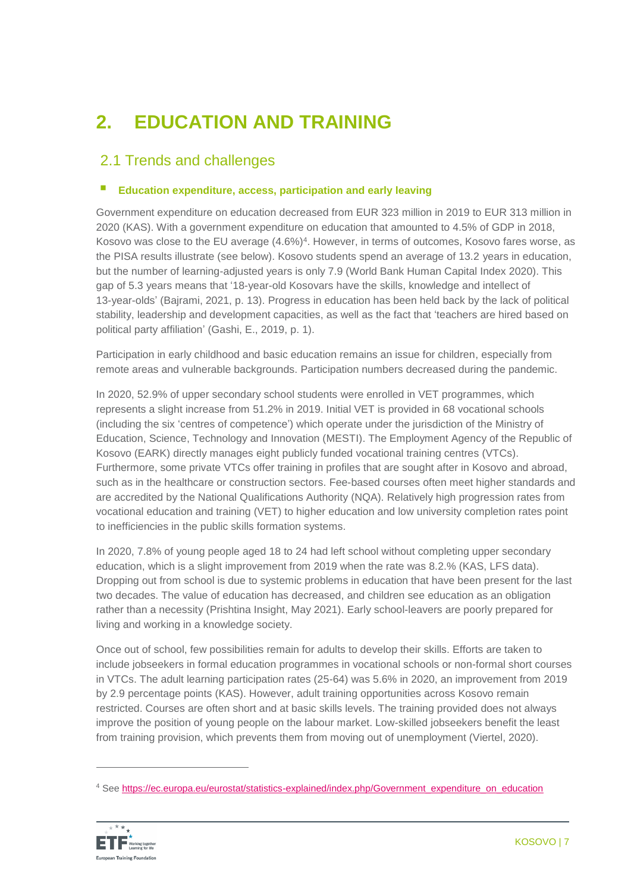# 2. EDUCATION AND TRAINING

## 2.1 Trends and challenges

### Education expenditure, access, participation and early leaving

Government expenditure on education decreased from EUR 323 million in 2019 to EUR 313 million in 2020 (KAS). With a government expenditure on education that amounted to 4.5% of GDP in 2018, Kosovo was close to the EU average (4.6%)[4]. However, in terms of outcomes, Kosovo fares worse, as the PISA results illustrate (see below). Kosovo students spend an average of 13.2 years in education, but the number of learning-adjusted years is only 7.9 (World Bank Human Capital Index 2020). This gap of 5.3 years means that '18-year-old Kosovars have the skills, knowledge and intellect of 13-year-olds' (Bajrami, 2021, p. 13). Progress in education has been held back by the lack of political stability, leadership and development capacities, as well as the fact that 'teachers are hired based on political party affiliation' (Gashi, E., 2019, p. 1).

Participation in early childhood and basic education remains an issue for children, especially from remote areas and vulnerable backgrounds. Participation numbers decreased during the pandemic.

In 2020, 52.9% of upper secondary school students were enrolled in VET programmes, which represents a slight increase from 51.2% in 2019. Initial VET is provided in 68 vocational schools (including the six 'centres of competence') which operate under the jurisdiction of the Ministry of Education, Science, Technology and Innovation (MESTI). The Employment Agency of the Republic of Kosovo (EARK) directly manages eight publicly funded vocational training centres (VTCs). Furthermore, some private VTCs offer training in profiles that are sought after in Kosovo and abroad, such as in the healthcare or construction sectors. Fee-based courses often meet higher standards and are accredited by the National Qualifications Authority (NQA). Relatively high progression rates from vocational education and training (VET) to higher education and low university completion rates point to inefficiencies in the public skills formation systems.

In 2020, 7.8% of young people aged 18 to 24 had left school without completing upper secondary education, which is a slight improvement from 2019 when the rate was 8.2% (KAS, LFS data). Dropping out from school is due to systemic problems in education that have been present for the last two decades. The value of education has decreased, and children see education as an obligation rather than a necessity (Prishtina Insight, May 2021). Early school-leavers are poorly prepared for living and working in a knowledge society.

Once out of school, few possibilities remain for adults to develop their skills. Efforts are taken to include jobseekers in formal education programmes in vocational schools or non-formal short courses in VTCs. The adult learning participation rates (25-64) was 5.6% in 2020, an improvement from 2019 by 2.9 percentage points (KAS). However, adult training opportunities across Kosovo remain restricted. Courses are often short and at basic skills levels. The training provided does not always improve the position of young people on the labour market. Low-skilled jobseekers benefit the least from training provision, which prevents them from moving out of unemployment (Viertel, 2020).

---

[4] See https://ec.europa.eu/eurostat/statistics-explained/index.php/Government_expenditure_on_education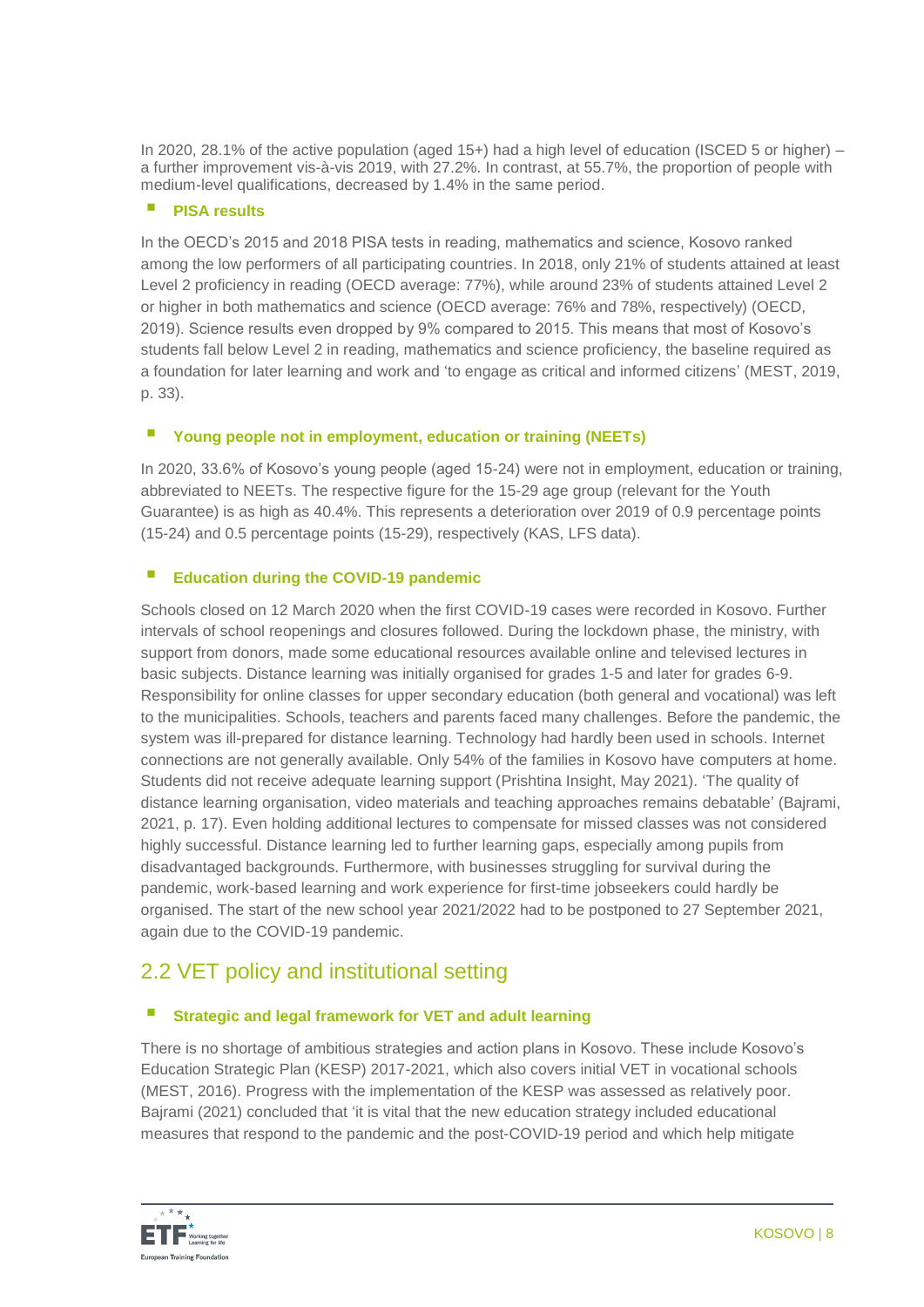In 2020, 28.1% of the active population (aged 15+) had a high level of education (ISCED 5 or higher) – a further improvement vis-à-vis 2019, with 27.2%. In contrast, at 55.7%, the proportion of people with medium-level qualifications, decreased by 1.4% in the same period.

#### PISA results

In the OECD's 2015 and 2018 PISA tests in reading, mathematics and science, Kosovo ranked among the low performers of all participating countries. In 2018, only 21% of students attained at least Level 2 proficiency in reading (OECD average: 77%), while around 23% of students attained Level 2 or higher in both mathematics and science (OECD average: 76% and 78%, respectively) (OECD, 2019). Science results even dropped by 9% compared to 2015. This means that most of Kosovo's students fall below Level 2 in reading, mathematics and science proficiency, the baseline required as a foundation for later learning and work and 'to engage as critical and informed citizens' (MEST, 2019, p. 33).

#### Young people not in employment, education or training (NEETs)

In 2020, 33.6% of Kosovo's young people (aged 15-24) were not in employment, education or training, abbreviated to NEETs. The respective figure for the 15-29 age group (relevant for the Youth Guarantee) is as high as 40.4%. This represents a deterioration over 2019 of 0.9 percentage points (15-24) and 0.5 percentage points (15-29), respectively (KAS, LFS data).

#### Education during the COVID-19 pandemic

Schools closed on 12 March 2020 when the first COVID-19 cases were recorded in Kosovo. Further intervals of school reopenings and closures followed. During the lockdown phase, the ministry, with support from donors, made some educational resources available online and televised lectures in basic subjects. Distance learning was initially organised for grades 1-5 and later for grades 6-9. Responsibility for online classes for upper secondary education (both general and vocational) was left to the municipalities. Schools, teachers and parents faced many challenges. Before the pandemic, the system was ill-prepared for distance learning. Technology had hardly been used in schools. Internet connections are not generally available. Only 54% of the families in Kosovo have computers at home. Students did not receive adequate learning support (Prishtina Insight, May 2021). 'The quality of distance learning organisation, video materials and teaching approaches remains debatable' (Bajrami, 2021, p. 17). Even holding additional lectures to compensate for missed classes was not considered highly successful. Distance learning led to further learning gaps, especially among pupils from disadvantaged backgrounds. Furthermore, with businesses struggling for survival during the pandemic, work-based learning and work experience for first-time jobseekers could hardly be organised. The start of the new school year 2021/2022 had to be postponed to 27 September 2021, again due to the COVID-19 pandemic.

## 2.2 VET policy and institutional setting

#### Strategic and legal framework for VET and adult learning

There is no shortage of ambitious strategies and action plans in Kosovo. These include Kosovo's Education Strategic Plan (KESP) 2017-2021, which also covers initial VET in vocational schools (MEST, 2016). Progress with the implementation of the KESP was assessed as relatively poor. Bajrami (2021) concluded that 'it is vital that the new education strategy included educational measures that respond to the pandemic and the post-COVID-19 period and which help mitigate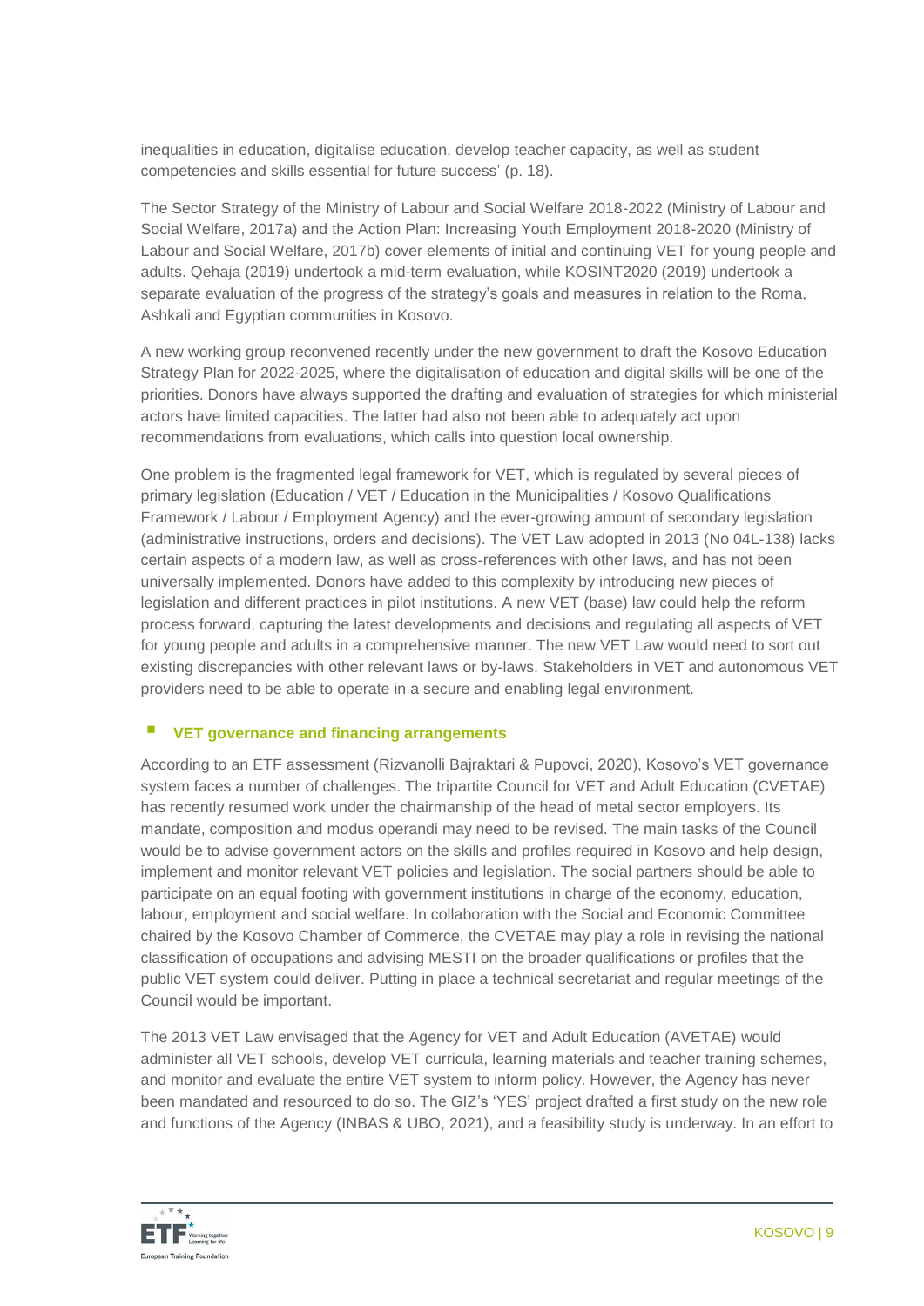inequalities in education, digitalise education, develop teacher capacity, as well as student competencies and skills essential for future success' (p. 18).

The Sector Strategy of the Ministry of Labour and Social Welfare 2018-2022 (Ministry of Labour and Social Welfare, 2017a) and the Action Plan: Increasing Youth Employment 2018-2020 (Ministry of Labour and Social Welfare, 2017b) cover elements of initial and continuing VET for young people and adults. Qehaja (2019) undertook a mid-term evaluation, while KOSINT2020 (2019) undertook a separate evaluation of the progress of the strategy's goals and measures in relation to the Roma, Ashkali and Egyptian communities in Kosovo.

A new working group reconvened recently under the new government to draft the Kosovo Education Strategy Plan for 2022-2025, where the digitalisation of education and digital skills will be one of the priorities. Donors have always supported the drafting and evaluation of strategies for which ministerial actors have limited capacities. The latter had also not been able to adequately act upon recommendations from evaluations, which calls into question local ownership.

One problem is the fragmented legal framework for VET, which is regulated by several pieces of primary legislation (Education / VET / Education in the Municipalities / Kosovo Qualifications Framework / Labour / Employment Agency) and the ever-growing amount of secondary legislation (administrative instructions, orders and decisions). The VET Law adopted in 2013 (No 04L-138) lacks certain aspects of a modern law, as well as cross-references with other laws, and has not been universally implemented. Donors have added to this complexity by introducing new pieces of legislation and different practices in pilot institutions. A new VET (base) law could help the reform process forward, capturing the latest developments and decisions and regulating all aspects of VET for young people and adults in a comprehensive manner. The new VET Law would need to sort out existing discrepancies with other relevant laws or by-laws. Stakeholders in VET and autonomous VET providers need to be able to operate in a secure and enabling legal environment.

### VET governance and financing arrangements

According to an ETF assessment (Rizvanolli Bajraktari & Pupovci, 2020), Kosovo's VET governance system faces a number of challenges. The tripartite Council for VET and Adult Education (CVETAE) has recently resumed work under the chairmanship of the head of metal sector employers. Its mandate, composition and modus operandi may need to be revised. The main tasks of the Council would be to advise government actors on the skills and profiles required in Kosovo and help design, implement and monitor relevant VET policies and legislation. The social partners should be able to participate on an equal footing with government institutions in charge of the economy, education, labour, employment and social welfare. In collaboration with the Social and Economic Committee chaired by the Kosovo Chamber of Commerce, the CVETAE may play a role in revising the national classification of occupations and advising MESTI on the broader qualifications or profiles that the public VET system could deliver. Putting in place a technical secretariat and regular meetings of the Council would be important.

The 2013 VET Law envisaged that the Agency for VET and Adult Education (AVETAE) would administer all VET schools, develop VET curricula, learning materials and teacher training schemes, and monitor and evaluate the entire VET system to inform policy. However, the Agency has never been mandated and resourced to do so. The GIZ's 'YES' project drafted a first study on the new role and functions of the Agency (INBAS & UBO, 2021), and a feasibility study is underway. In an effort to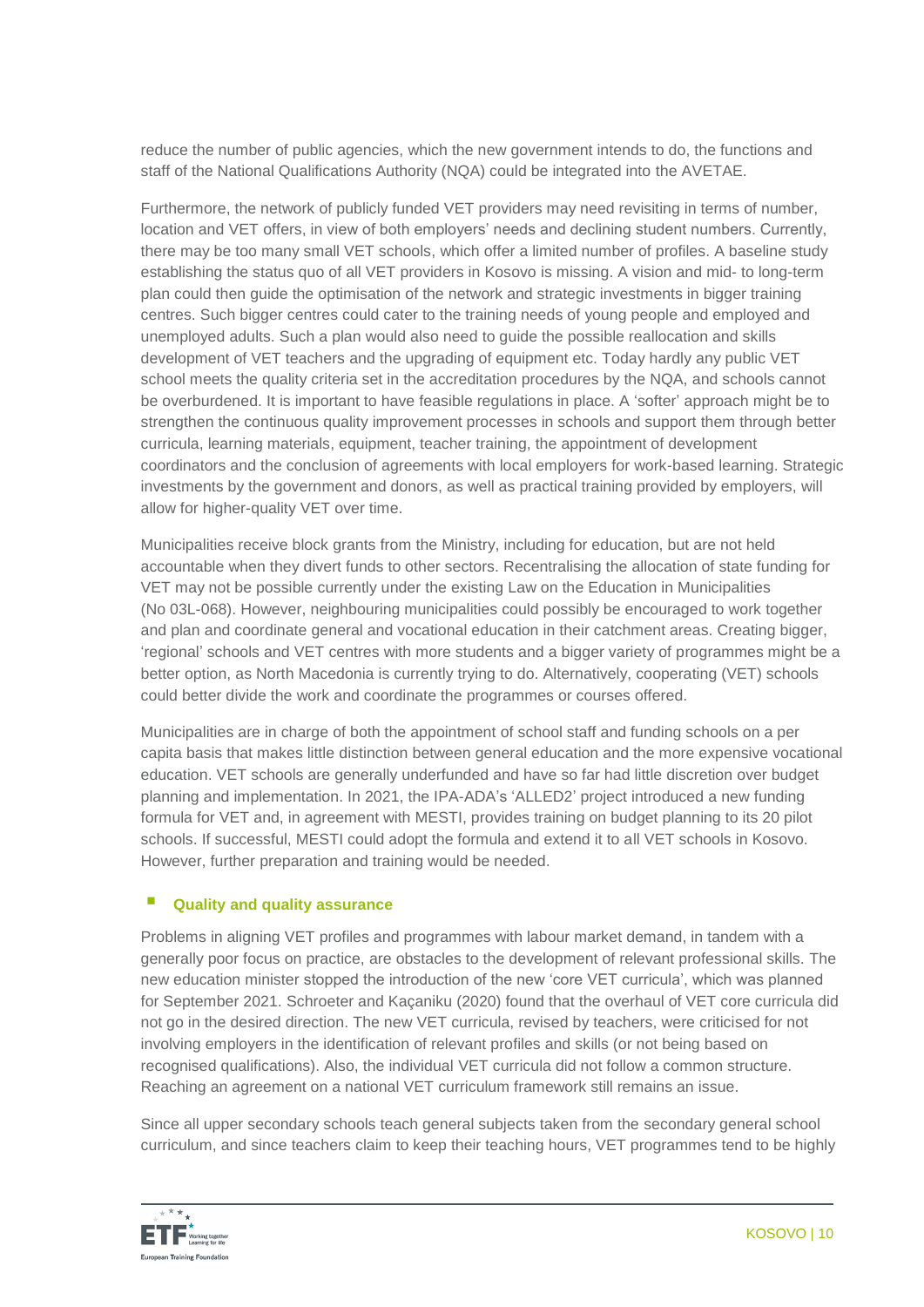reduce the number of public agencies, which the new government intends to do, the functions and staff of the National Qualifications Authority (NQA) could be integrated into the AVETAE.

Furthermore, the network of publicly funded VET providers may need revisiting in terms of number, location and VET offers, in view of both employers' needs and declining student numbers. Currently, there may be too many small VET schools, which offer a limited number of profiles. A baseline study establishing the status quo of all VET providers in Kosovo is missing. A vision and mid- to long-term plan could then guide the optimisation of the network and strategic investments in bigger training centres. Such bigger centres could cater to the training needs of young people and employed and unemployed adults. Such a plan would also need to guide the possible reallocation and skills development of VET teachers and the upgrading of equipment etc. Today hardly any public VET school meets the quality criteria set in the accreditation procedures by the NQA, and schools cannot be overburdened. It is important to have feasible regulations in place. A 'softer' approach might be to strengthen the continuous quality improvement processes in schools and support them through better curricula, learning materials, equipment, teacher training, the appointment of development coordinators and the conclusion of agreements with local employers for work-based learning. Strategic investments by the government and donors, as well as practical training provided by employers, will allow for higher-quality VET over time.

Municipalities receive block grants from the Ministry, including for education, but are not held accountable when they divert funds to other sectors. Recentralising the allocation of state funding for VET may not be possible currently under the existing Law on the Education in Municipalities (No 03L-068). However, neighbouring municipalities could possibly be encouraged to work together and plan and coordinate general and vocational education in their catchment areas. Creating bigger, 'regional' schools and VET centres with more students and a bigger variety of programmes might be a better option, as North Macedonia is currently trying to do. Alternatively, cooperating (VET) schools could better divide the work and coordinate the programmes or courses offered.

Municipalities are in charge of both the appointment of school staff and funding schools on a per capita basis that makes little distinction between general education and the more expensive vocational education. VET schools are generally underfunded and have so far had little discretion over budget planning and implementation. In 2021, the IPA-ADA's 'ALLED2' project introduced a new funding formula for VET and, in agreement with MESTI, provides training on budget planning to its 20 pilot schools. If successful, MESTI could adopt the formula and extend it to all VET schools in Kosovo. However, further preparation and training would be needed.

- **Quality and quality assurance**

Problems in aligning VET profiles and programmes with labour market demand, in tandem with a generally poor focus on practice, are obstacles to the development of relevant professional skills. The new education minister stopped the introduction of the new 'core VET curricula', which was planned for September 2021. Schroeter and Kaçaniku (2020) found that the overhaul of VET core curricula did not go in the desired direction. The new VET curricula, revised by teachers, were criticised for not involving employers in the identification of relevant profiles and skills (or not being based on recognised qualifications). Also, the individual VET curricula did not follow a common structure. Reaching an agreement on a national VET curriculum framework still remains an issue.

Since all upper secondary schools teach general subjects taken from the secondary general school curriculum, and since teachers claim to keep their teaching hours, VET programmes tend to be highly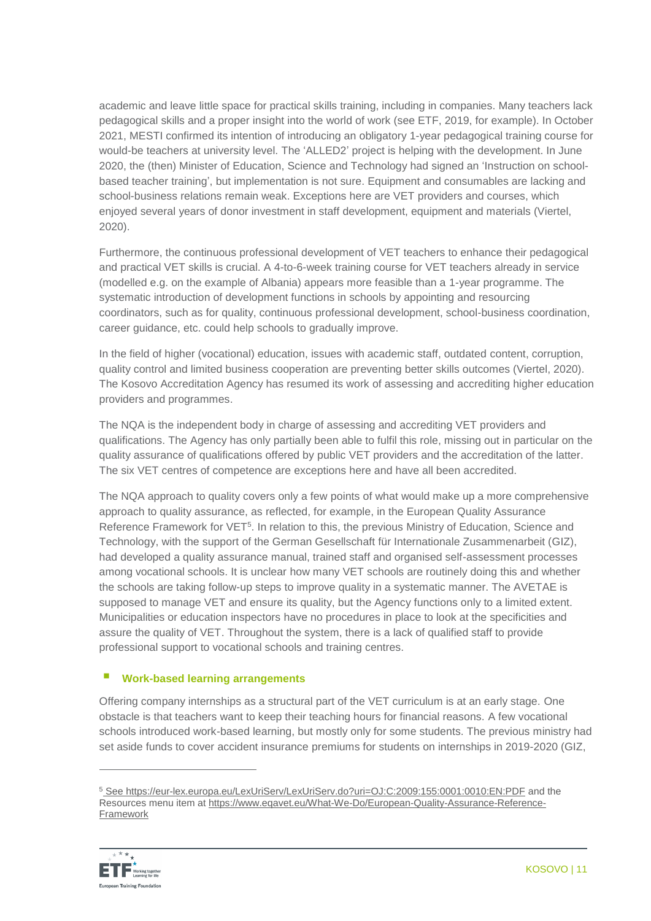academic and leave little space for practical skills training, including in companies. Many teachers lack pedagogical skills and a proper insight into the world of work (see ETF, 2019, for example). In October 2021, MESTI confirmed its intention of introducing an obligatory 1-year pedagogical training course for would-be teachers at university level. The 'ALLED2' project is helping with the development. In June 2020, the (then) Minister of Education, Science and Technology had signed an 'Instruction on school-based teacher training', but implementation is not sure. Equipment and consumables are lacking and school-business relations remain weak. Exceptions here are VET providers and courses, which enjoyed several years of donor investment in staff development, equipment and materials (Viertel, 2020).

Furthermore, the continuous professional development of VET teachers to enhance their pedagogical and practical VET skills is crucial. A 4-to-6-week training course for VET teachers already in service (modelled e.g. on the example of Albania) appears more feasible than a 1-year programme. The systematic introduction of development functions in schools by appointing and resourcing coordinators, such as for quality, continuous professional development, school-business coordination, career guidance, etc. could help schools to gradually improve.

In the field of higher (vocational) education, issues with academic staff, outdated content, corruption, quality control and limited business cooperation are preventing better skills outcomes (Viertel, 2020). The Kosovo Accreditation Agency has resumed its work of assessing and accrediting higher education providers and programmes.

The NQA is the independent body in charge of assessing and accrediting VET providers and qualifications. The Agency has only partially been able to fulfil this role, missing out in particular on the quality assurance of qualifications offered by public VET providers and the accreditation of the latter. The six VET centres of competence are exceptions here and have all been accredited.

The NQA approach to quality covers only a few points of what would make up a more comprehensive approach to quality assurance, as reflected, for example, in the European Quality Assurance Reference Framework for VET[5]. In relation to this, the previous Ministry of Education, Science and Technology, with the support of the German Gesellschaft für Internationale Zusammenarbeit (GIZ), had developed a quality assurance manual, trained staff and organised self-assessment processes among vocational schools. It is unclear how many VET schools are routinely doing this and whether the schools are taking follow-up steps to improve quality in a systematic manner. The AVETAE is supposed to manage VET and ensure its quality, but the Agency functions only to a limited extent. Municipalities or education inspectors have no procedures in place to look at the specificities and assure the quality of VET. Throughout the system, there is a lack of qualified staff to provide professional support to vocational schools and training centres.

- **Work-based learning arrangements**

Offering company internships as a structural part of the VET curriculum is at an early stage. One obstacle is that teachers want to keep their teaching hours for financial reasons. A few vocational schools introduced work-based learning, but mostly only for some students. The previous ministry had set aside funds to cover accident insurance premiums for students on internships in 2019-2020 (GIZ,

[5] See https://eur-lex.europa.eu/LexUriServ/LexUriServ.do?uri=OJ:C:2009:155:0001:0010:EN:PDF and the Resources menu item at https://www.eqavet.eu/What-We-Do/European-Quality-Assurance-Reference-Framework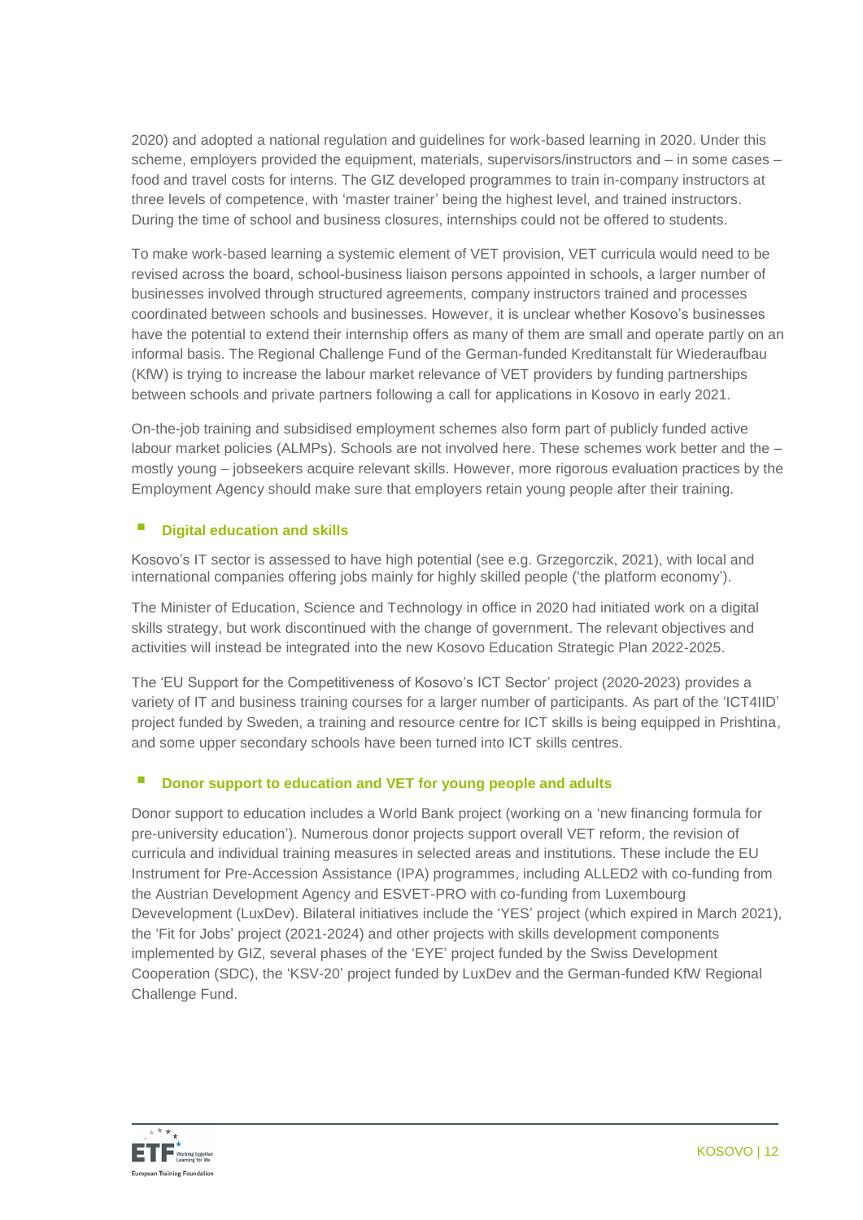2020) and adopted a national regulation and guidelines for work-based learning in 2020. Under this scheme, employers provided the equipment, materials, supervisors/instructors and – in some cases – food and travel costs for interns. The GIZ developed programmes to train in-company instructors at three levels of competence, with 'master trainer' being the highest level, and trained instructors. During the time of school and business closures, internships could not be offered to students.

To make work-based learning a systemic element of VET provision, VET curricula would need to be revised across the board, school-business liaison persons appointed in schools, a larger number of businesses involved through structured agreements, company instructors trained and processes coordinated between schools and businesses. However, it is unclear whether Kosovo's businesses have the potential to extend their internship offers as many of them are small and operate partly on an informal basis. The Regional Challenge Fund of the German-funded Kreditanstalt für Wiederaufbau (KfW) is trying to increase the labour market relevance of VET providers by funding partnerships between schools and private partners following a call for applications in Kosovo in early 2021.

On-the-job training and subsidised employment schemes also form part of publicly funded active labour market policies (ALMPs). Schools are not involved here. These schemes work better and the – mostly young – jobseekers acquire relevant skills. However, more rigorous evaluation practices by the Employment Agency should make sure that employers retain young people after their training.

### Digital education and skills

Kosovo's IT sector is assessed to have high potential (see e.g. Grzegorczik, 2021), with local and international companies offering jobs mainly for highly skilled people ('the platform economy').

The Minister of Education, Science and Technology in office in 2020 had initiated work on a digital skills strategy, but work discontinued with the change of government. The relevant objectives and activities will instead be integrated into the new Kosovo Education Strategic Plan 2022-2025.

The 'EU Support for the Competitiveness of Kosovo's ICT Sector' project (2020-2023) provides a variety of IT and business training courses for a larger number of participants. As part of the 'ICT4IID' project funded by Sweden, a training and resource centre for ICT skills is being equipped in Prishtina, and some upper secondary schools have been turned into ICT skills centres.

### Donor support to education and VET for young people and adults

Donor support to education includes a World Bank project (working on a 'new financing formula for pre-university education'). Numerous donor projects support overall VET reform, the revision of curricula and individual training measures in selected areas and institutions. These include the EU Instrument for Pre-Accession Assistance (IPA) programmes, including ALLED2 with co-funding from the Austrian Development Agency and ESVET-PRO with co-funding from Luxembourg Devevelopment (LuxDev). Bilateral initiatives include the 'YES' project (which expired in March 2021), the 'Fit for Jobs' project (2021-2024) and other projects with skills development components implemented by GIZ, several phases of the 'EYE' project funded by the Swiss Development Cooperation (SDC), the 'KSV-20' project funded by LuxDev and the German-funded KfW Regional Challenge Fund.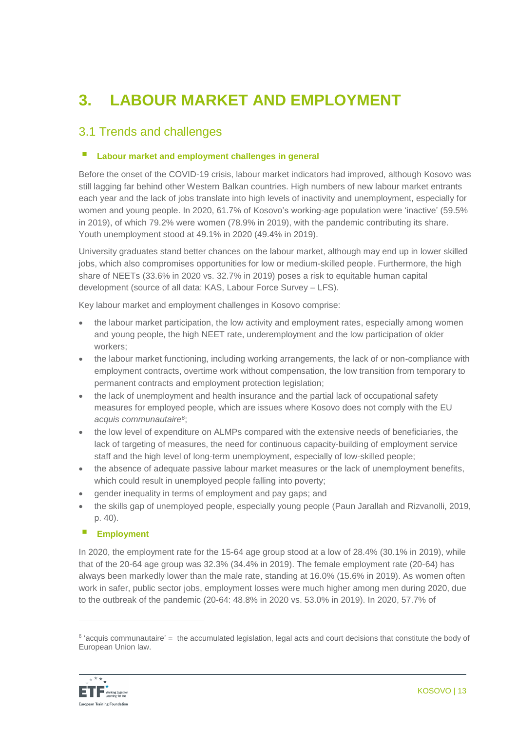# 3. LABOUR MARKET AND EMPLOYMENT

## 3.1 Trends and challenges

### Labour market and employment challenges in general

Before the onset of the COVID-19 crisis, labour market indicators had improved, although Kosovo was still lagging far behind other Western Balkan countries. High numbers of new labour market entrants each year and the lack of jobs translate into high levels of inactivity and unemployment, especially for women and young people. In 2020, 61.7% of Kosovo's working-age population were 'inactive' (59.5% in 2019), of which 79.2% were women (78.9% in 2019), with the pandemic contributing its share. Youth unemployment stood at 49.1% in 2020 (49.4% in 2019).

University graduates stand better chances on the labour market, although may end up in lower skilled jobs, which also compromises opportunities for low or medium-skilled people. Furthermore, the high share of NEETs (33.6% in 2020 vs. 32.7% in 2019) poses a risk to equitable human capital development (source of all data: KAS, Labour Force Survey – LFS).

Key labour market and employment challenges in Kosovo comprise:

- the labour market participation, the low activity and employment rates, especially among women and young people, the high NEET rate, underemployment and the low participation of older workers;
- the labour market functioning, including working arrangements, the lack of or non-compliance with employment contracts, overtime work without compensation, the low transition from temporary to permanent contracts and employment protection legislation;
- the lack of unemployment and health insurance and the partial lack of occupational safety measures for employed people, which are issues where Kosovo does not comply with the EU *acquis communautaire*[6];
- the low level of expenditure on ALMPs compared with the extensive needs of beneficiaries, the lack of targeting of measures, the need for continuous capacity-building of employment service staff and the high level of long-term unemployment, especially of low-skilled people;
- the absence of adequate passive labour market measures or the lack of unemployment benefits, which could result in unemployed people falling into poverty;
- gender inequality in terms of employment and pay gaps; and
- the skills gap of unemployed people, especially young people (Paun Jarallah and Rizvanolli, 2019, p. 40).

### Employment

In 2020, the employment rate for the 15-64 age group stood at a low of 28.4% (30.1% in 2019), while that of the 20-64 age group was 32.3% (34.4% in 2019). The female employment rate (20-64) has always been markedly lower than the male rate, standing at 16.0% (15.6% in 2019). As women often work in safer, public sector jobs, employment losses were much higher among men during 2020, due to the outbreak of the pandemic (20-64: 48.8% in 2020 vs. 53.0% in 2019). In 2020, 57.7% of

[6] 'acquis communautaire' = the accumulated legislation, legal acts and court decisions that constitute the body of European Union law.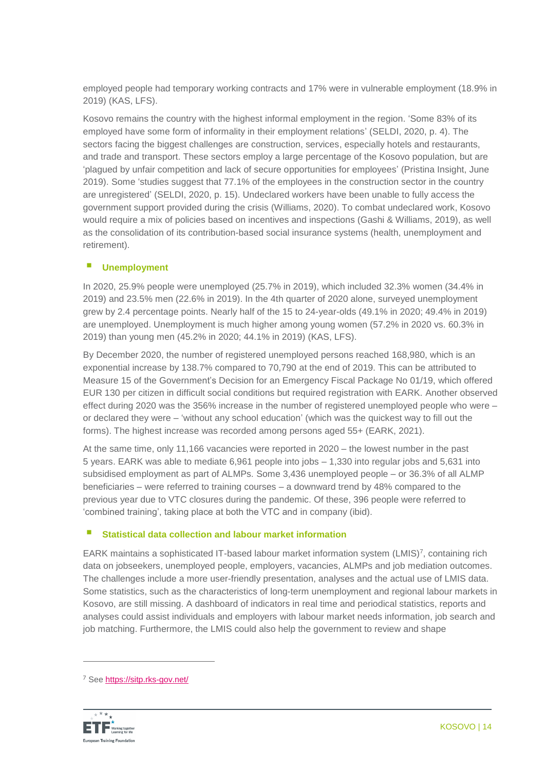employed people had temporary working contracts and 17% were in vulnerable employment (18.9% in 2019) (KAS, LFS).

Kosovo remains the country with the highest informal employment in the region. 'Some 83% of its employed have some form of informality in their employment relations' (SELDI, 2020, p. 4). The sectors facing the biggest challenges are construction, services, especially hotels and restaurants, and trade and transport. These sectors employ a large percentage of the Kosovo population, but are 'plagued by unfair competition and lack of secure opportunities for employees' (Pristina Insight, June 2019). Some 'studies suggest that 77.1% of the employees in the construction sector in the country are unregistered' (SELDI, 2020, p. 15). Undeclared workers have been unable to fully access the government support provided during the crisis (Williams, 2020). To combat undeclared work, Kosovo would require a mix of policies based on incentives and inspections (Gashi & Williams, 2019), as well as the consolidation of its contribution-based social insurance systems (health, unemployment and retirement).

### Unemployment

In 2020, 25.9% people were unemployed (25.7% in 2019), which included 32.3% women (34.4% in 2019) and 23.5% men (22.6% in 2019). In the 4th quarter of 2020 alone, surveyed unemployment grew by 2.4 percentage points. Nearly half of the 15 to 24-year-olds (49.1% in 2020; 49.4% in 2019) are unemployed. Unemployment is much higher among young women (57.2% in 2020 vs. 60.3% in 2019) than young men (45.2% in 2020; 44.1% in 2019) (KAS, LFS).

By December 2020, the number of registered unemployed persons reached 168,980, which is an exponential increase by 138.7% compared to 70,790 at the end of 2019. This can be attributed to Measure 15 of the Government's Decision for an Emergency Fiscal Package No 01/19, which offered EUR 130 per citizen in difficult social conditions but required registration with EARK. Another observed effect during 2020 was the 356% increase in the number of registered unemployed people who were – or declared they were – 'without any school education' (which was the quickest way to fill out the forms). The highest increase was recorded among persons aged 55+ (EARK, 2021).

At the same time, only 11,166 vacancies were reported in 2020 – the lowest number in the past 5 years. EARK was able to mediate 6,961 people into jobs – 1,330 into regular jobs and 5,631 into subsidised employment as part of ALMPs. Some 3,436 unemployed people – or 36.3% of all ALMP beneficiaries – were referred to training courses – a downward trend by 48% compared to the previous year due to VTC closures during the pandemic. Of these, 396 people were referred to 'combined training', taking place at both the VTC and in company (ibid).

### Statistical data collection and labour market information

EARK maintains a sophisticated IT-based labour market information system (LMIS)[7], containing rich data on jobseekers, unemployed people, employers, vacancies, ALMPs and job mediation outcomes. The challenges include a more user-friendly presentation, analyses and the actual use of LMIS data. Some statistics, such as the characteristics of long-term unemployment and regional labour markets in Kosovo, are still missing. A dashboard of indicators in real time and periodical statistics, reports and analyses could assist individuals and employers with labour market needs information, job search and job matching. Furthermore, the LMIS could also help the government to review and shape

---

[7] See https://sitp.rks-gov.net/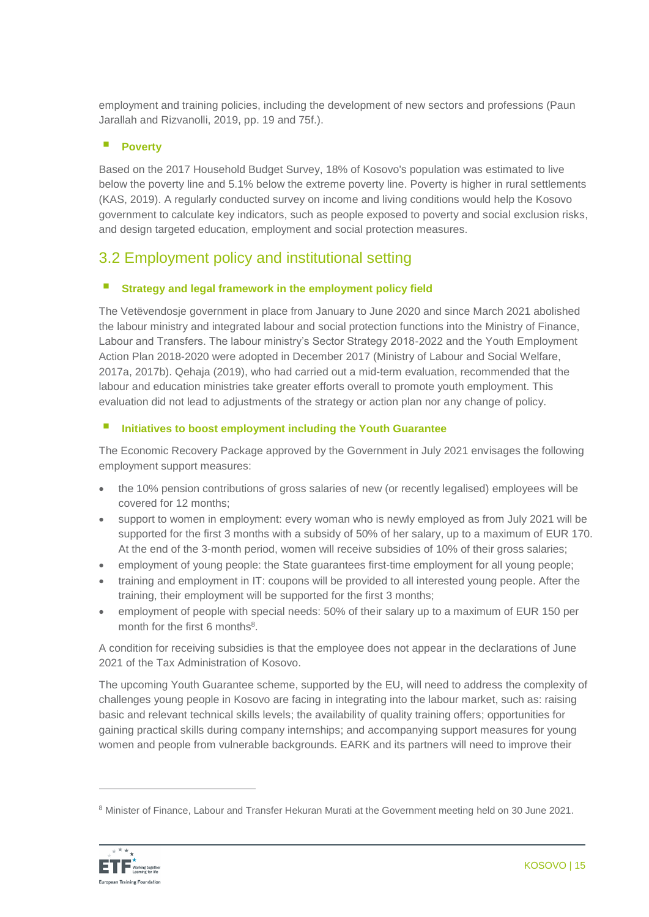employment and training policies, including the development of new sectors and professions (Paun Jarallah and Rizvanolli, 2019, pp. 19 and 75f.).

### Poverty

Based on the 2017 Household Budget Survey, 18% of Kosovo's population was estimated to live below the poverty line and 5.1% below the extreme poverty line. Poverty is higher in rural settlements (KAS, 2019). A regularly conducted survey on income and living conditions would help the Kosovo government to calculate key indicators, such as people exposed to poverty and social exclusion risks, and design targeted education, employment and social protection measures.

## 3.2 Employment policy and institutional setting

### Strategy and legal framework in the employment policy field

The Vetëvendosje government in place from January to June 2020 and since March 2021 abolished the labour ministry and integrated labour and social protection functions into the Ministry of Finance, Labour and Transfers. The labour ministry's Sector Strategy 2018-2022 and the Youth Employment Action Plan 2018-2020 were adopted in December 2017 (Ministry of Labour and Social Welfare, 2017a, 2017b). Qehaja (2019), who had carried out a mid-term evaluation, recommended that the labour and education ministries take greater efforts overall to promote youth employment. This evaluation did not lead to adjustments of the strategy or action plan nor any change of policy.

### Initiatives to boost employment including the Youth Guarantee

The Economic Recovery Package approved by the Government in July 2021 envisages the following employment support measures:

- the 10% pension contributions of gross salaries of new (or recently legalised) employees will be covered for 12 months;
- support to women in employment: every woman who is newly employed as from July 2021 will be supported for the first 3 months with a subsidy of 50% of her salary, up to a maximum of EUR 170. At the end of the 3-month period, women will receive subsidies of 10% of their gross salaries;
- employment of young people: the State guarantees first-time employment for all young people;
- training and employment in IT: coupons will be provided to all interested young people. After the training, their employment will be supported for the first 3 months;
- employment of people with special needs: 50% of their salary up to a maximum of EUR 150 per month for the first 6 months[8].

A condition for receiving subsidies is that the employee does not appear in the declarations of June 2021 of the Tax Administration of Kosovo.

The upcoming Youth Guarantee scheme, supported by the EU, will need to address the complexity of challenges young people in Kosovo are facing in integrating into the labour market, such as: raising basic and relevant technical skills levels; the availability of quality training offers; opportunities for gaining practical skills during company internships; and accompanying support measures for young women and people from vulnerable backgrounds. EARK and its partners will need to improve their

[8] Minister of Finance, Labour and Transfer Hekuran Murati at the Government meeting held on 30 June 2021.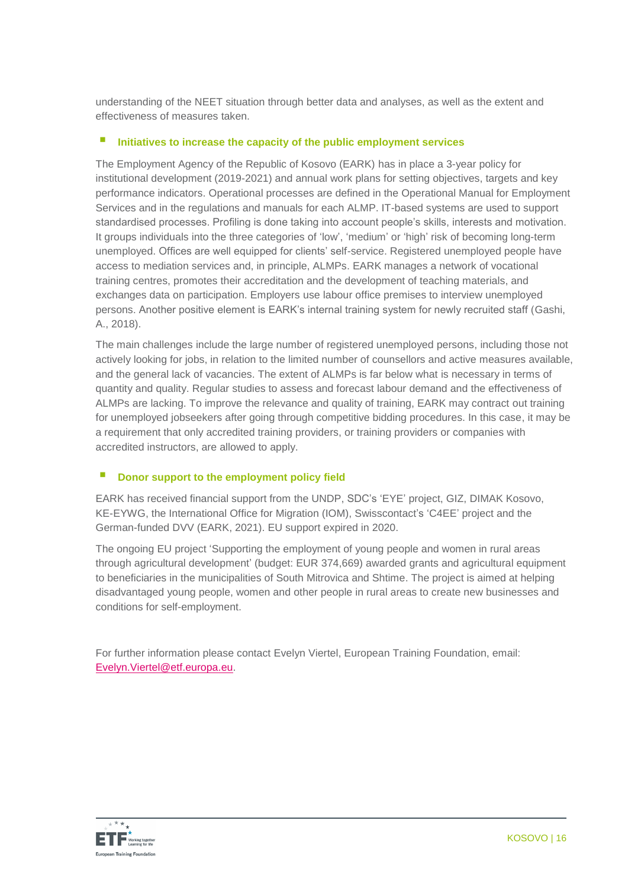understanding of the NEET situation through better data and analyses, as well as the extent and effectiveness of measures taken.

- **Initiatives to increase the capacity of the public employment services**

The Employment Agency of the Republic of Kosovo (EARK) has in place a 3-year policy for institutional development (2019-2021) and annual work plans for setting objectives, targets and key performance indicators. Operational processes are defined in the Operational Manual for Employment Services and in the regulations and manuals for each ALMP. IT-based systems are used to support standardised processes. Profiling is done taking into account people's skills, interests and motivation. It groups individuals into the three categories of 'low', 'medium' or 'high' risk of becoming long-term unemployed. Offices are well equipped for clients' self-service. Registered unemployed people have access to mediation services and, in principle, ALMPs. EARK manages a network of vocational training centres, promotes their accreditation and the development of teaching materials, and exchanges data on participation. Employers use labour office premises to interview unemployed persons. Another positive element is EARK's internal training system for newly recruited staff (Gashi, A., 2018).

The main challenges include the large number of registered unemployed persons, including those not actively looking for jobs, in relation to the limited number of counsellors and active measures available, and the general lack of vacancies. The extent of ALMPs is far below what is necessary in terms of quantity and quality. Regular studies to assess and forecast labour demand and the effectiveness of ALMPs are lacking. To improve the relevance and quality of training, EARK may contract out training for unemployed jobseekers after going through competitive bidding procedures. In this case, it may be a requirement that only accredited training providers, or training providers or companies with accredited instructors, are allowed to apply.

- **Donor support to the employment policy field**

EARK has received financial support from the UNDP, SDC's 'EYE' project, GIZ, DIMAK Kosovo, KE-EYWG, the International Office for Migration (IOM), Swisscontact's 'C4EE' project and the German-funded DVV (EARK, 2021). EU support expired in 2020.

The ongoing EU project 'Supporting the employment of young people and women in rural areas through agricultural development' (budget: EUR 374,669) awarded grants and agricultural equipment to beneficiaries in the municipalities of South Mitrovica and Shtime. The project is aimed at helping disadvantaged young people, women and other people in rural areas to create new businesses and conditions for self-employment.

For further information please contact Evelyn Viertel, European Training Foundation, email: Evelyn.Viertel@etf.europa.eu.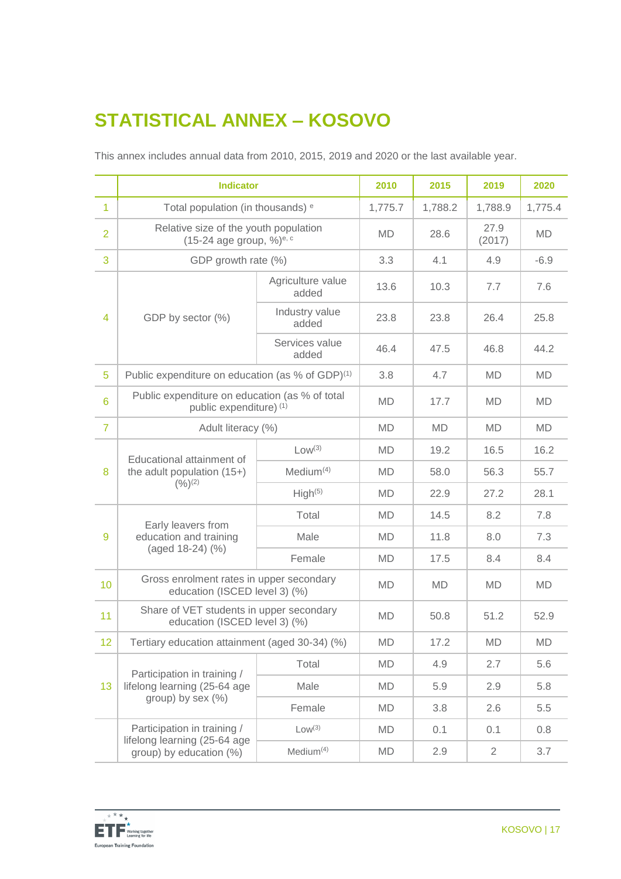# STATISTICAL ANNEX – KOSOVO

This annex includes annual data from 2010, 2015, 2019 and 2020 or the last available year.

| | Indicator | | 2010 | 2015 | 2019 | 2020 |
|---|---|---|---|---|---|---|
| 1 | Total population (in thousands) [e] | | 1,775.7 | 1,788.2 | 1,788.9 | 1,775.4 |
| 2 | Relative size of the youth population (15-24 age group, %)[e, c] | | MD | 28.6 | 27.9 (2017) | MD |
| 3 | GDP growth rate (%) | | 3.3 | 4.1 | 4.9 | -6.9 |
| 4 | GDP by sector (%) | Agriculture value added | 13.6 | 10.3 | 7.7 | 7.6 |
| | | Industry value added | 23.8 | 23.8 | 26.4 | 25.8 |
| | | Services value added | 46.4 | 47.5 | 46.8 | 44.2 |
| 5 | Public expenditure on education (as % of GDP)[(1)] | | 3.8 | 4.7 | MD | MD |
| 6 | Public expenditure on education (as % of total public expenditure) [(1)] | | MD | 17.7 | MD | MD |
| 7 | Adult literacy (%) | | MD | MD | MD | MD |
| 8 | Educational attainment of the adult population (15+) (%)[(2)] | Low[(3)] | MD | 19.2 | 16.5 | 16.2 |
| | | Medium[(4)] | MD | 58.0 | 56.3 | 55.7 |
| | | High[(5)] | MD | 22.9 | 27.2 | 28.1 |
| 9 | Early leavers from education and training (aged 18-24) (%) | Total | MD | 14.5 | 8.2 | 7.8 |
| | | Male | MD | 11.8 | 8.0 | 7.3 |
| | | Female | MD | 17.5 | 8.4 | 8.4 |
| 10 | Gross enrolment rates in upper secondary education (ISCED level 3) (%) | | MD | MD | MD | MD |
| 11 | Share of VET students in upper secondary education (ISCED level 3) (%) | | MD | 50.8 | 51.2 | 52.9 |
| 12 | Tertiary education attainment (aged 30-34) (%) | | MD | 17.2 | MD | MD |
| 13 | Participation in training / lifelong learning (25-64 age group) by sex (%) | Total | MD | 4.9 | 2.7 | 5.6 |
| | | Male | MD | 5.9 | 2.9 | 5.8 |
| | | Female | MD | 3.8 | 2.6 | 5.5 |
| | Participation in training / lifelong learning (25-64 age group) by education (%) | Low[(3)] | MD | 0.1 | 0.1 | 0.8 |
| | | Medium[(4)] | MD | 2.9 | 2 | 3.7 |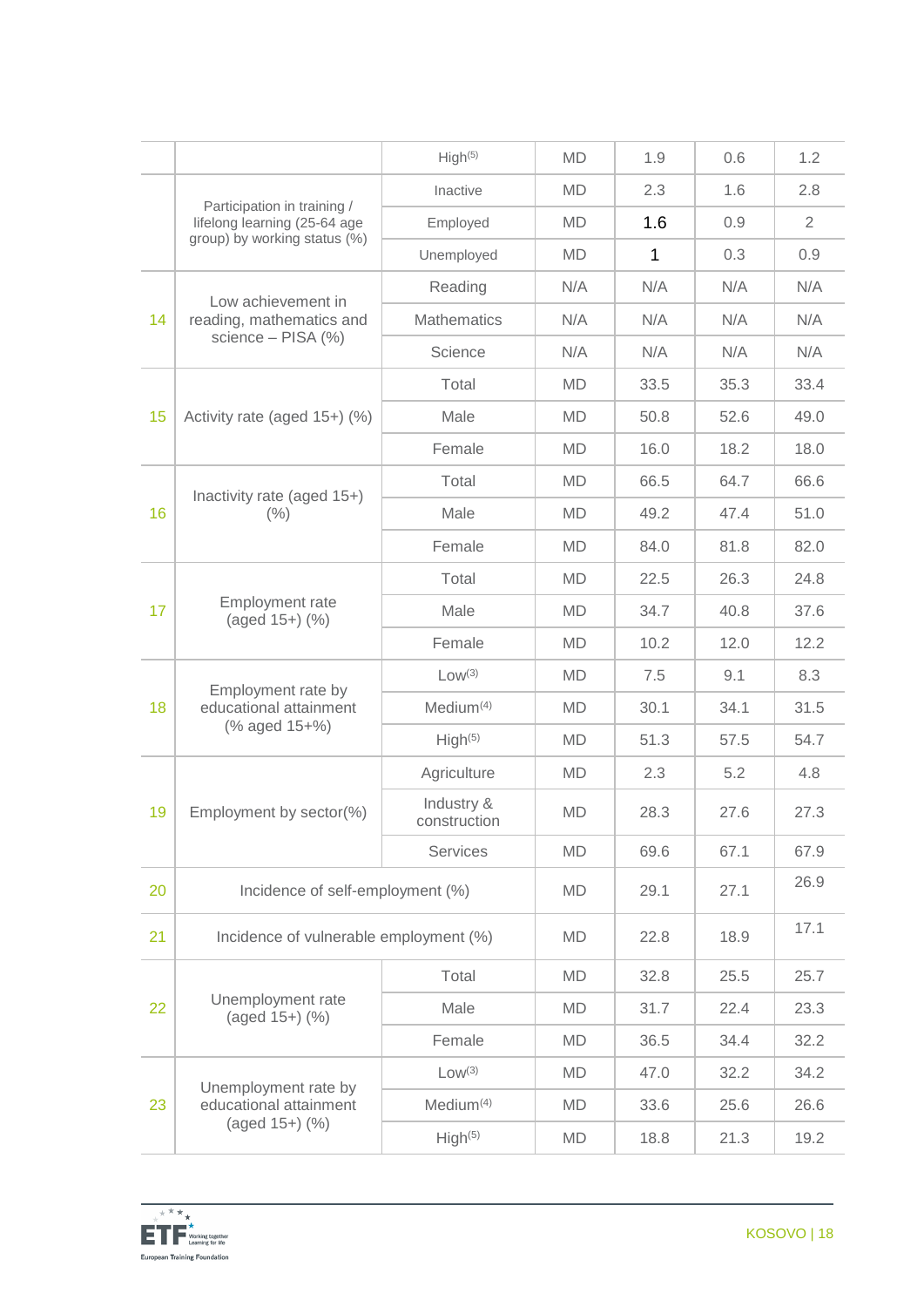| | | | | | | |
|---|---|---|---|---|---|---|
| | | High[5] | MD | 1.9 | 0.6 | 1.2 |
| | Participation in training / lifelong learning (25-64 age group) by working status (%) | Inactive | MD | 2.3 | 1.6 | 2.8 |
| | | Employed | MD | 1.6 | 0.9 | 2 |
| | | Unemployed | MD | 1 | 0.3 | 0.9 |
| 14 | Low achievement in reading, mathematics and science – PISA (%) | Reading | N/A | N/A | N/A | N/A |
| | | Mathematics | N/A | N/A | N/A | N/A |
| | | Science | N/A | N/A | N/A | N/A |
| 15 | Activity rate (aged 15+) (%) | Total | MD | 33.5 | 35.3 | 33.4 |
| | | Male | MD | 50.8 | 52.6 | 49.0 |
| | | Female | MD | 16.0 | 18.2 | 18.0 |
| 16 | Inactivity rate (aged 15+) (%) | Total | MD | 66.5 | 64.7 | 66.6 |
| | | Male | MD | 49.2 | 47.4 | 51.0 |
| | | Female | MD | 84.0 | 81.8 | 82.0 |
| 17 | Employment rate (aged 15+) (%) | Total | MD | 22.5 | 26.3 | 24.8 |
| | | Male | MD | 34.7 | 40.8 | 37.6 |
| | | Female | MD | 10.2 | 12.0 | 12.2 |
| 18 | Employment rate by educational attainment (% aged 15+%) | Low[3] | MD | 7.5 | 9.1 | 8.3 |
| | | Medium[4] | MD | 30.1 | 34.1 | 31.5 |
| | | High[5] | MD | 51.3 | 57.5 | 54.7 |
| 19 | Employment by sector(%) | Agriculture | MD | 2.3 | 5.2 | 4.8 |
| | | Industry & construction | MD | 28.3 | 27.6 | 27.3 |
| | | Services | MD | 69.6 | 67.1 | 67.9 |
| 20 | Incidence of self-employment (%) | | MD | 29.1 | 27.1 | 26.9 |
| 21 | Incidence of vulnerable employment (%) | | MD | 22.8 | 18.9 | 17.1 |
| 22 | Unemployment rate (aged 15+) (%) | Total | MD | 32.8 | 25.5 | 25.7 |
| | | Male | MD | 31.7 | 22.4 | 23.3 |
| | | Female | MD | 36.5 | 34.4 | 32.2 |
| 23 | Unemployment rate by educational attainment (aged 15+) (%) | Low[3] | MD | 47.0 | 32.2 | 34.2 |
| | | Medium[4] | MD | 33.6 | 25.6 | 26.6 |
| | | High[5] | MD | 18.8 | 21.3 | 19.2 |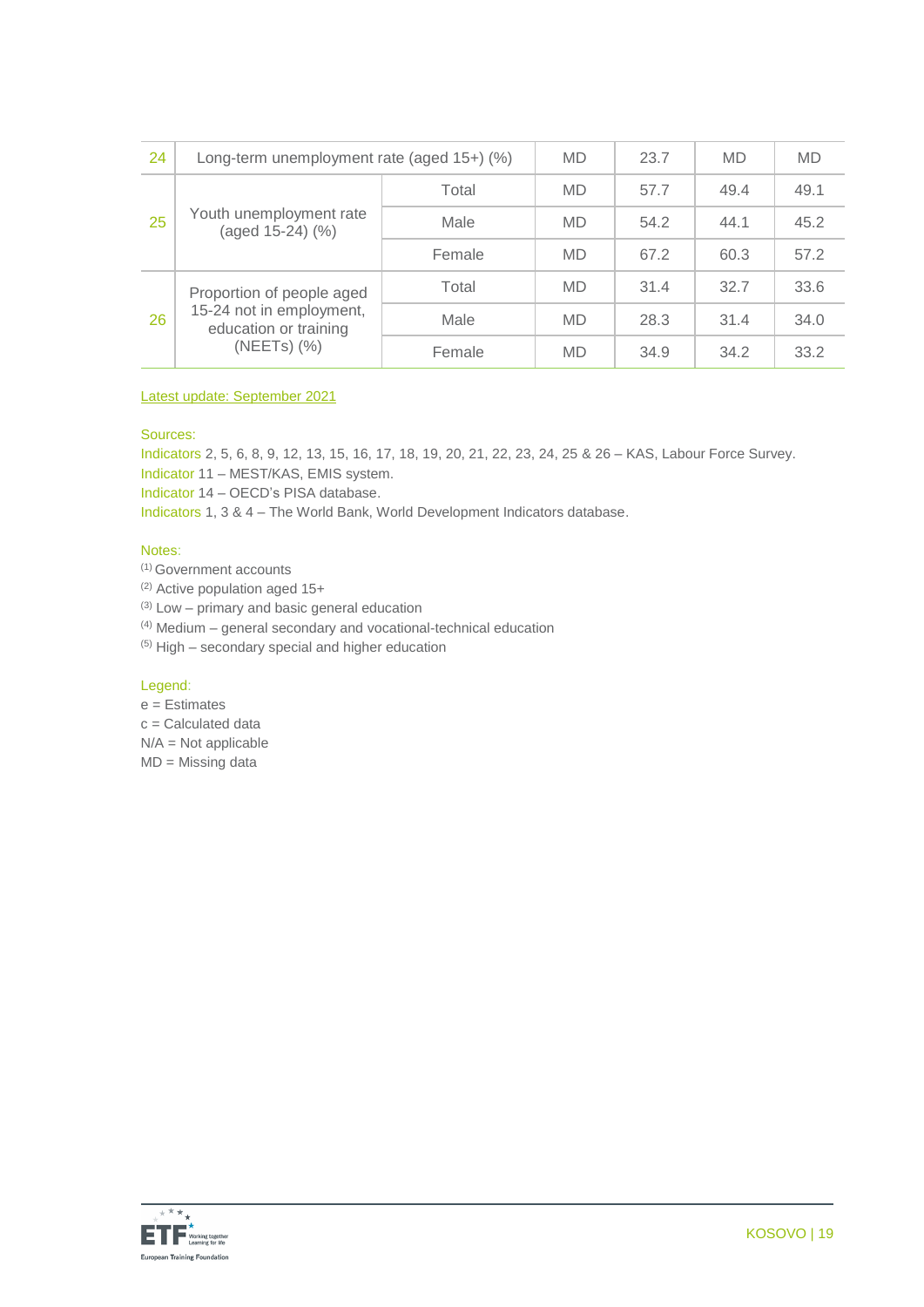| | | | | | | |
|---|---|---|---|---|---|---|
| 24 | Long-term unemployment rate (aged 15+) (%) | | MD | 23.7 | MD | MD |
| 25 | Youth unemployment rate (aged 15-24) (%) | Total | MD | 57.7 | 49.4 | 49.1 |
| | | Male | MD | 54.2 | 44.1 | 45.2 |
| | | Female | MD | 67.2 | 60.3 | 57.2 |
| 26 | Proportion of people aged 15-24 not in employment, education or training (NEETs) (%) | Total | MD | 31.4 | 32.7 | 33.6 |
| | | Male | MD | 28.3 | 31.4 | 34.0 |
| | | Female | MD | 34.9 | 34.2 | 33.2 |

Latest update: September 2021

Sources:
Indicators 2, 5, 6, 8, 9, 12, 13, 15, 16, 17, 18, 19, 20, 21, 22, 23, 24, 25 & 26 – KAS, Labour Force Survey.
Indicator 11 – MEST/KAS, EMIS system.
Indicator 14 – OECD's PISA database.
Indicators 1, 3 & 4 – The World Bank, World Development Indicators database.

Notes:
(1) Government accounts
(2) Active population aged 15+
(3) Low – primary and basic general education
(4) Medium – general secondary and vocational-technical education
(5) High – secondary special and higher education

Legend:
e = Estimates
c = Calculated data
N/A = Not applicable
MD = Missing data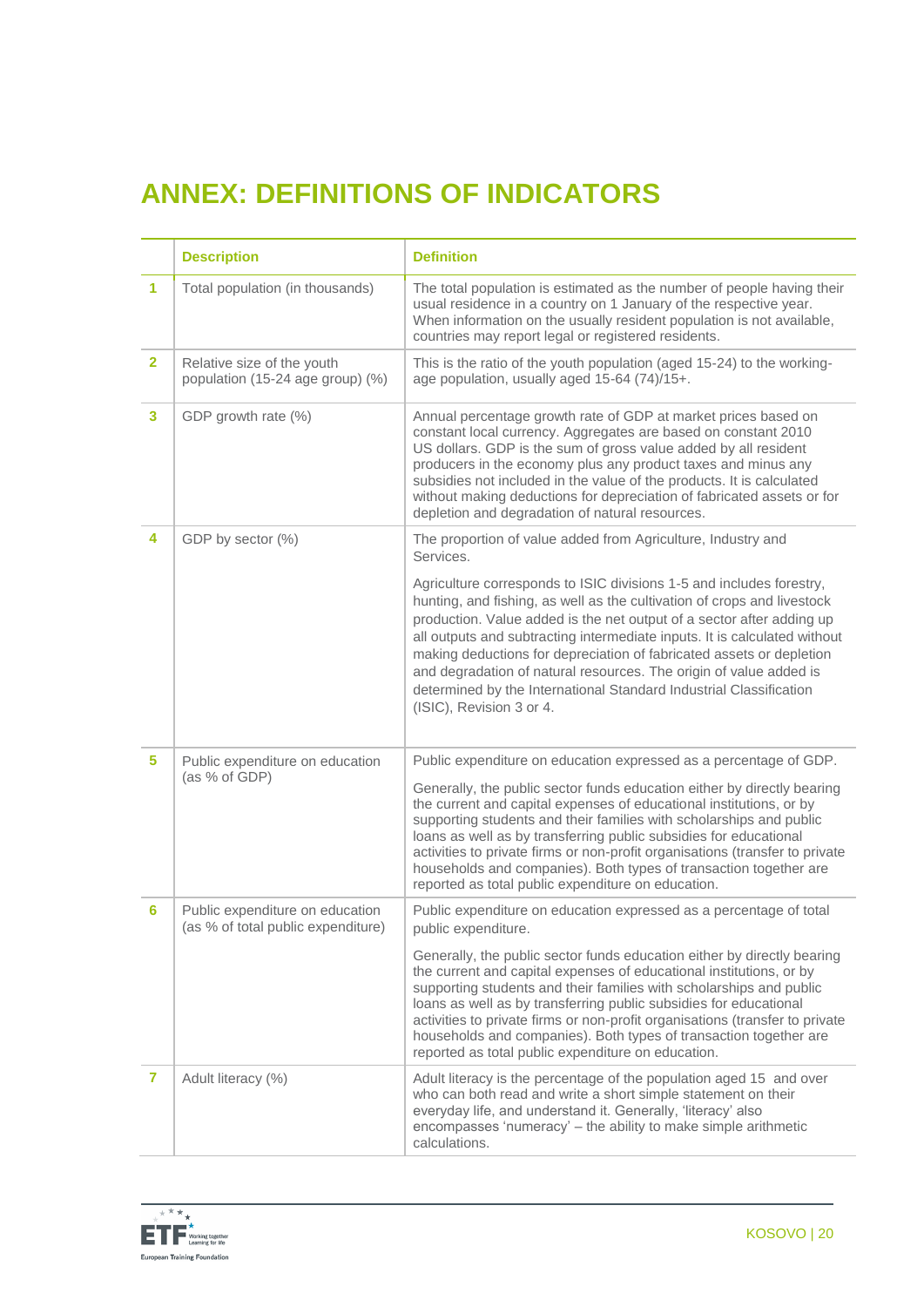# ANNEX: DEFINITIONS OF INDICATORS

| | Description | Definition |
|---|---|---|
| 1 | Total population (in thousands) | The total population is estimated as the number of people having their usual residence in a country on 1 January of the respective year. When information on the usually resident population is not available, countries may report legal or registered residents. |
| 2 | Relative size of the youth population (15-24 age group) (%) | This is the ratio of the youth population (aged 15-24) to the working-age population, usually aged 15-64 (74)/15+. |
| 3 | GDP growth rate (%) | Annual percentage growth rate of GDP at market prices based on constant local currency. Aggregates are based on constant 2010 US dollars. GDP is the sum of gross value added by all resident producers in the economy plus any product taxes and minus any subsidies not included in the value of the products. It is calculated without making deductions for depreciation of fabricated assets or for depletion and degradation of natural resources. |
| 4 | GDP by sector (%) | The proportion of value added from Agriculture, Industry and Services.<br><br>Agriculture corresponds to ISIC divisions 1-5 and includes forestry, hunting, and fishing, as well as the cultivation of crops and livestock production. Value added is the net output of a sector after adding up all outputs and subtracting intermediate inputs. It is calculated without making deductions for depreciation of fabricated assets or depletion and degradation of natural resources. The origin of value added is determined by the International Standard Industrial Classification (ISIC), Revision 3 or 4. |
| 5 | Public expenditure on education (as % of GDP) | Public expenditure on education expressed as a percentage of GDP.<br><br>Generally, the public sector funds education either by directly bearing the current and capital expenses of educational institutions, or by supporting students and their families with scholarships and public loans as well as by transferring public subsidies for educational activities to private firms or non-profit organisations (transfer to private households and companies). Both types of transaction together are reported as total public expenditure on education. |
| 6 | Public expenditure on education (as % of total public expenditure) | Public expenditure on education expressed as a percentage of total public expenditure.<br><br>Generally, the public sector funds education either by directly bearing the current and capital expenses of educational institutions, or by supporting students and their families with scholarships and public loans as well as by transferring public subsidies for educational activities to private firms or non-profit organisations (transfer to private households and companies). Both types of transaction together are reported as total public expenditure on education. |
| 7 | Adult literacy (%) | Adult literacy is the percentage of the population aged 15 and over who can both read and write a short simple statement on their everyday life, and understand it. Generally, 'literacy' also encompasses 'numeracy' – the ability to make simple arithmetic calculations. |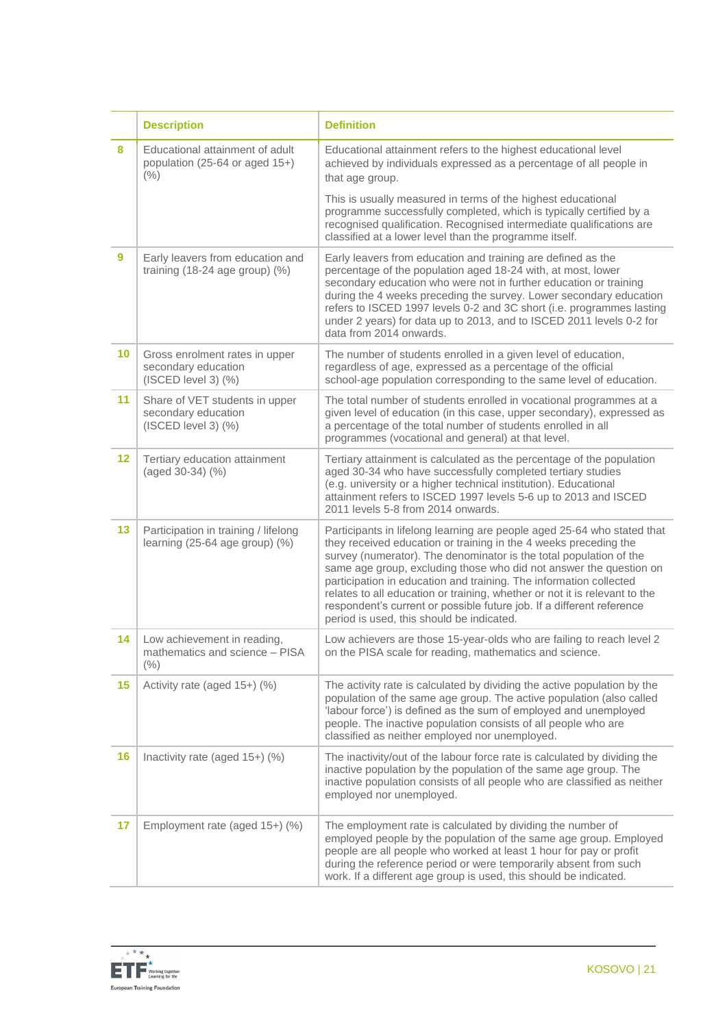| | Description | Definition |
|---|---|---|
| 8 | Educational attainment of adult population (25-64 or aged 15+) (%) | Educational attainment refers to the highest educational level achieved by individuals expressed as a percentage of all people in that age group.<br><br>This is usually measured in terms of the highest educational programme successfully completed, which is typically certified by a recognised qualification. Recognised intermediate qualifications are classified at a lower level than the programme itself. |
| 9 | Early leavers from education and training (18-24 age group) (%) | Early leavers from education and training are defined as the percentage of the population aged 18-24 with, at most, lower secondary education who were not in further education or training during the 4 weeks preceding the survey. Lower secondary education refers to ISCED 1997 levels 0-2 and 3C short (i.e. programmes lasting under 2 years) for data up to 2013, and to ISCED 2011 levels 0-2 for data from 2014 onwards. |
| 10 | Gross enrolment rates in upper secondary education (ISCED level 3) (%) | The number of students enrolled in a given level of education, regardless of age, expressed as a percentage of the official school-age population corresponding to the same level of education. |
| 11 | Share of VET students in upper secondary education (ISCED level 3) (%) | The total number of students enrolled in vocational programmes at a given level of education (in this case, upper secondary), expressed as a percentage of the total number of students enrolled in all programmes (vocational and general) at that level. |
| 12 | Tertiary education attainment (aged 30-34) (%) | Tertiary attainment is calculated as the percentage of the population aged 30-34 who have successfully completed tertiary studies (e.g. university or a higher technical institution). Educational attainment refers to ISCED 1997 levels 5-6 up to 2013 and ISCED 2011 levels 5-8 from 2014 onwards. |
| 13 | Participation in training / lifelong learning (25-64 age group) (%) | Participants in lifelong learning are people aged 25-64 who stated that they received education or training in the 4 weeks preceding the survey (numerator). The denominator is the total population of the same age group, excluding those who did not answer the question on participation in education and training. The information collected relates to all education or training, whether or not it is relevant to the respondent's current or possible future job. If a different reference period is used, this should be indicated. |
| 14 | Low achievement in reading, mathematics and science – PISA (%) | Low achievers are those 15-year-olds who are failing to reach level 2 on the PISA scale for reading, mathematics and science. |
| 15 | Activity rate (aged 15+) (%) | The activity rate is calculated by dividing the active population by the population of the same age group. The active population (also called 'labour force') is defined as the sum of employed and unemployed people. The inactive population consists of all people who are classified as neither employed nor unemployed. |
| 16 | Inactivity rate (aged 15+) (%) | The inactivity/out of the labour force rate is calculated by dividing the inactive population by the population of the same age group. The inactive population consists of all people who are classified as neither employed nor unemployed. |
| 17 | Employment rate (aged 15+) (%) | The employment rate is calculated by dividing the number of employed people by the population of the same age group. Employed people are all people who worked at least 1 hour for pay or profit during the reference period or were temporarily absent from such work. If a different age group is used, this should be indicated. |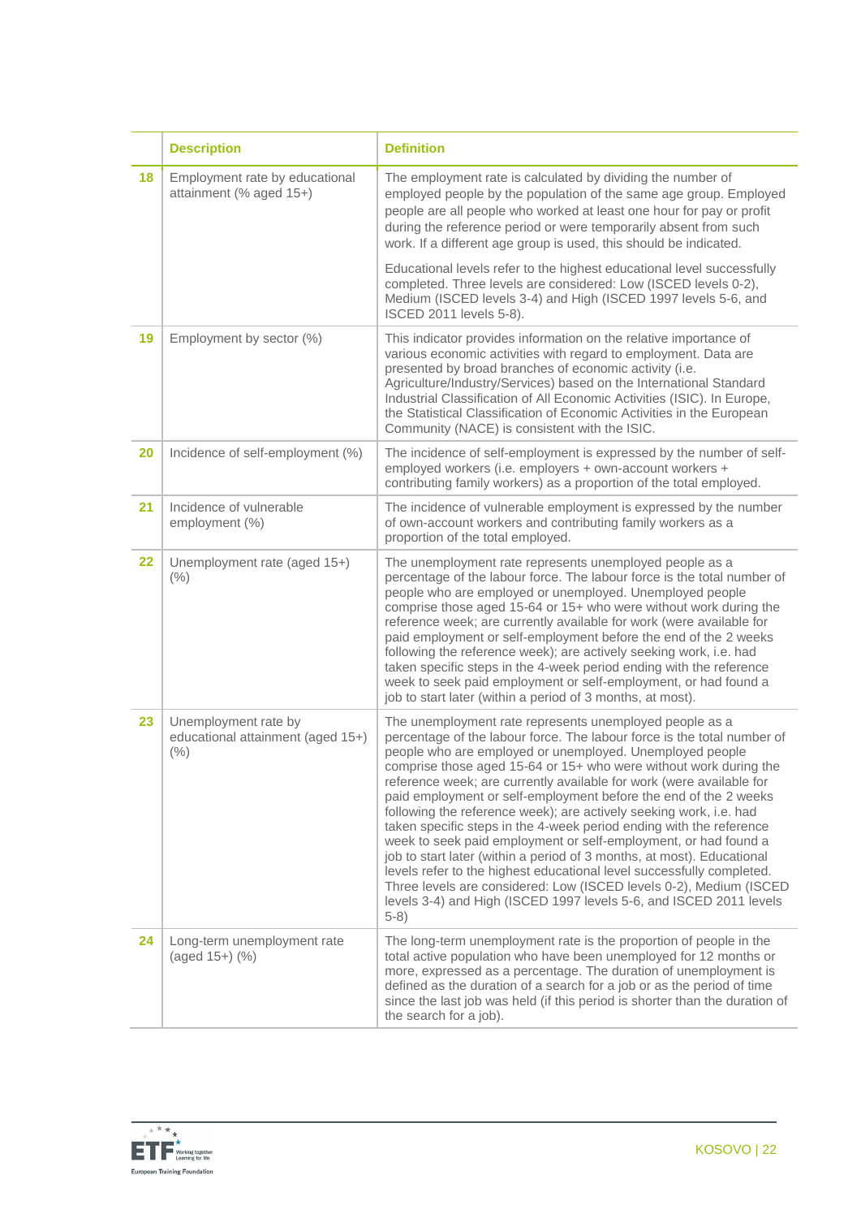| | Description | Definition |
|---|---|---|
| 18 | Employment rate by educational attainment (% aged 15+) | The employment rate is calculated by dividing the number of employed people by the population of the same age group. Employed people are all people who worked at least one hour for pay or profit during the reference period or were temporarily absent from such work. If a different age group is used, this should be indicated.<br><br>Educational levels refer to the highest educational level successfully completed. Three levels are considered: Low (ISCED levels 0-2), Medium (ISCED levels 3-4) and High (ISCED 1997 levels 5-6, and ISCED 2011 levels 5-8). |
| 19 | Employment by sector (%) | This indicator provides information on the relative importance of various economic activities with regard to employment. Data are presented by broad branches of economic activity (i.e. Agriculture/Industry/Services) based on the International Standard Industrial Classification of All Economic Activities (ISIC). In Europe, the Statistical Classification of Economic Activities in the European Community (NACE) is consistent with the ISIC. |
| 20 | Incidence of self-employment (%) | The incidence of self-employment is expressed by the number of self-employed workers (i.e. employers + own-account workers + contributing family workers) as a proportion of the total employed. |
| 21 | Incidence of vulnerable employment (%) | The incidence of vulnerable employment is expressed by the number of own-account workers and contributing family workers as a proportion of the total employed. |
| 22 | Unemployment rate (aged 15+) (%) | The unemployment rate represents unemployed people as a percentage of the labour force. The labour force is the total number of people who are employed or unemployed. Unemployed people comprise those aged 15-64 or 15+ who were without work during the reference week; are currently available for work (were available for paid employment or self-employment before the end of the 2 weeks following the reference week); are actively seeking work, i.e. had taken specific steps in the 4-week period ending with the reference week to seek paid employment or self-employment, or had found a job to start later (within a period of 3 months, at most). |
| 23 | Unemployment rate by educational attainment (aged 15+) (%) | The unemployment rate represents unemployed people as a percentage of the labour force. The labour force is the total number of people who are employed or unemployed. Unemployed people comprise those aged 15-64 or 15+ who were without work during the reference week; are currently available for work (were available for paid employment or self-employment before the end of the 2 weeks following the reference week); are actively seeking work, i.e. had taken specific steps in the 4-week period ending with the reference week to seek paid employment or self-employment, or had found a job to start later (within a period of 3 months, at most). Educational levels refer to the highest educational level successfully completed. Three levels are considered: Low (ISCED levels 0-2), Medium (ISCED levels 3-4) and High (ISCED 1997 levels 5-6, and ISCED 2011 levels 5-8) |
| 24 | Long-term unemployment rate (aged 15+) (%) | The long-term unemployment rate is the proportion of people in the total active population who have been unemployed for 12 months or more, expressed as a percentage. The duration of unemployment is defined as the duration of a search for a job or as the period of time since the last job was held (if this period is shorter than the duration of the search for a job). |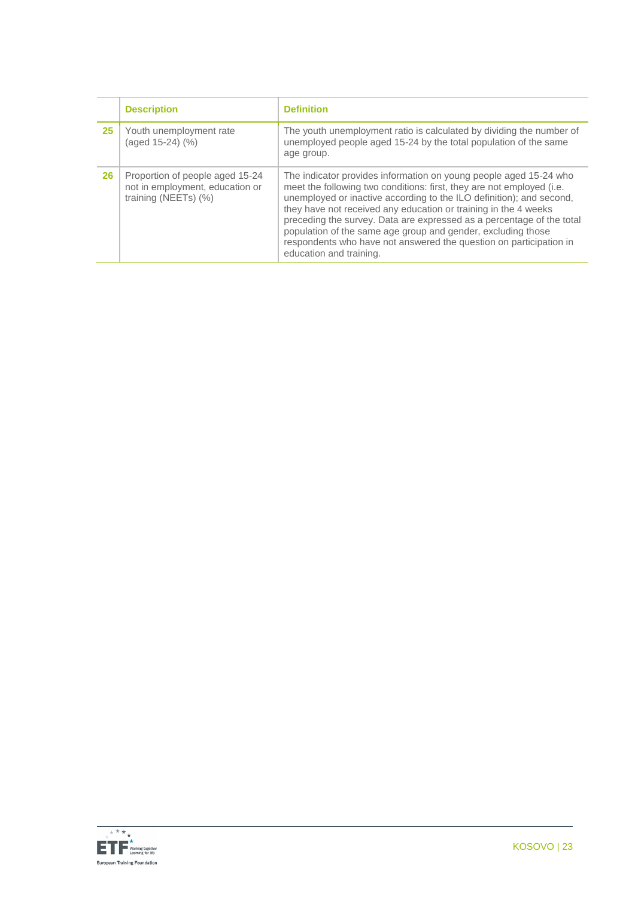|  | Description | Definition |
|---|---|---|
| 25 | Youth unemployment rate (aged 15-24) (%) | The youth unemployment ratio is calculated by dividing the number of unemployed people aged 15-24 by the total population of the same age group. |
| 26 | Proportion of people aged 15-24 not in employment, education or training (NEETs) (%) | The indicator provides information on young people aged 15-24 who meet the following two conditions: first, they are not employed (i.e. unemployed or inactive according to the ILO definition); and second, they have not received any education or training in the 4 weeks preceding the survey. Data are expressed as a percentage of the total population of the same age group and gender, excluding those respondents who have not answered the question on participation in education and training. |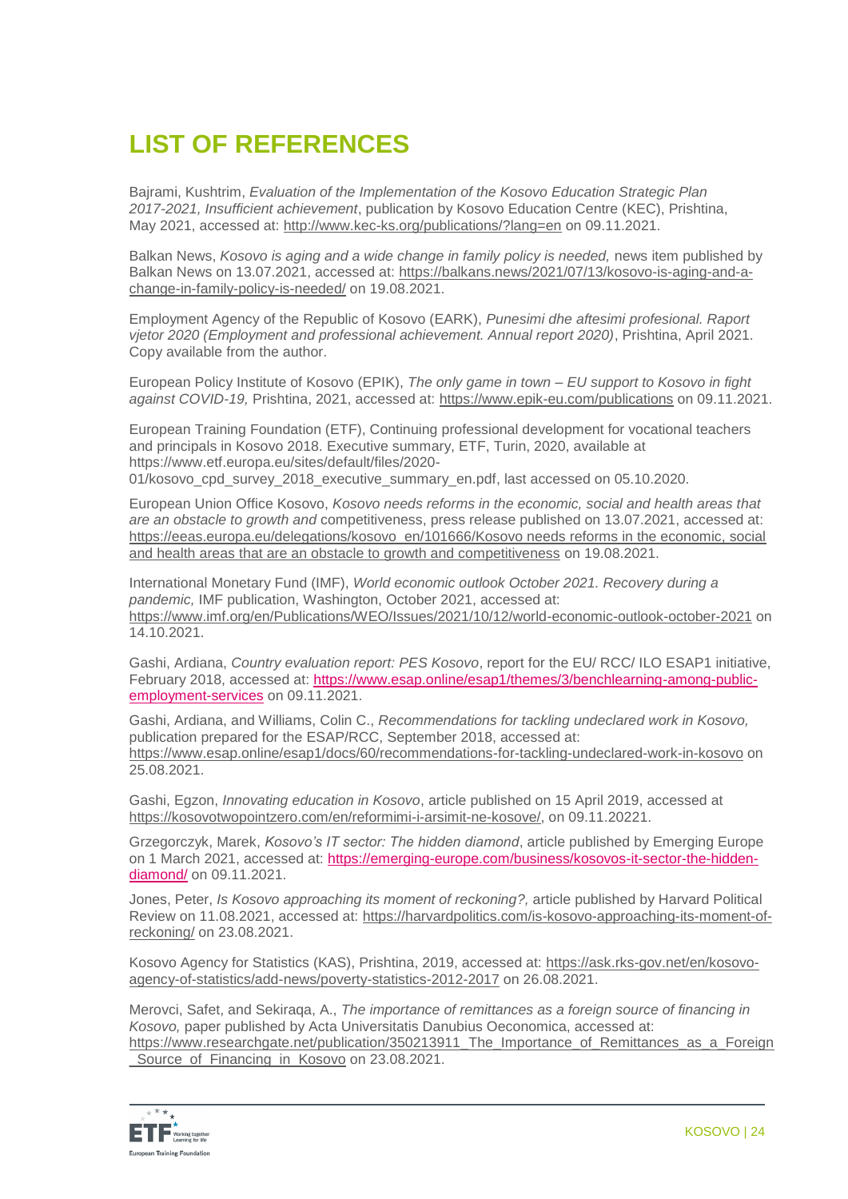# LIST OF REFERENCES

Bajrami, Kushtrim, *Evaluation of the Implementation of the Kosovo Education Strategic Plan 2017-2021, Insufficient achievement*, publication by Kosovo Education Centre (KEC), Prishtina, May 2021, accessed at: http://www.kec-ks.org/publications/?lang=en on 09.11.2021.

Balkan News, *Kosovo is aging and a wide change in family policy is needed,* news item published by Balkan News on 13.07.2021, accessed at: https://balkans.news/2021/07/13/kosovo-is-aging-and-a-change-in-family-policy-is-needed/ on 19.08.2021.

Employment Agency of the Republic of Kosovo (EARK), *Punesimi dhe aftesimi profesional. Raport vjetor 2020 (Employment and professional achievement. Annual report 2020)*, Prishtina, April 2021. Copy available from the author.

European Policy Institute of Kosovo (EPIK), *The only game in town – EU support to Kosovo in fight against COVID-19,* Prishtina, 2021, accessed at: https://www.epik-eu.com/publications on 09.11.2021.

European Training Foundation (ETF), Continuing professional development for vocational teachers and principals in Kosovo 2018. Executive summary, ETF, Turin, 2020, available at https://www.etf.europa.eu/sites/default/files/2020-01/kosovo_cpd_survey_2018_executive_summary_en.pdf, last accessed on 05.10.2020.

European Union Office Kosovo, *Kosovo needs reforms in the economic, social and health areas that are an obstacle to growth and* competitiveness, press release published on 13.07.2021, accessed at: https://eeas.europa.eu/delegations/kosovo_en/101666/Kosovo needs reforms in the economic, social and health areas that are an obstacle to growth and competitiveness on 19.08.2021.

International Monetary Fund (IMF), *World economic outlook October 2021. Recovery during a pandemic,* IMF publication, Washington, October 2021, accessed at: https://www.imf.org/en/Publications/WEO/Issues/2021/10/12/world-economic-outlook-october-2021 on 14.10.2021.

Gashi, Ardiana, *Country evaluation report: PES Kosovo*, report for the EU/ RCC/ ILO ESAP1 initiative, February 2018, accessed at: https://www.esap.online/esap1/themes/3/benchlearning-among-public-employment-services on 09.11.2021.

Gashi, Ardiana, and Williams, Colin C., *Recommendations for tackling undeclared work in Kosovo,* publication prepared for the ESAP/RCC, September 2018, accessed at: https://www.esap.online/esap1/docs/60/recommendations-for-tackling-undeclared-work-in-kosovo on 25.08.2021.

Gashi, Egzon, *Innovating education in Kosovo*, article published on 15 April 2019, accessed at https://kosovotwopointzero.com/en/reformimi-i-arsimit-ne-kosove/, on 09.11.20221.

Grzegorczyk, Marek, *Kosovo's IT sector: The hidden diamond*, article published by Emerging Europe on 1 March 2021, accessed at: https://emerging-europe.com/business/kosovos-it-sector-the-hidden-diamond/ on 09.11.2021.

Jones, Peter, *Is Kosovo approaching its moment of reckoning?,* article published by Harvard Political Review on 11.08.2021, accessed at: https://harvardpolitics.com/is-kosovo-approaching-its-moment-of-reckoning/ on 23.08.2021.

Kosovo Agency for Statistics (KAS), Prishtina, 2019, accessed at: https://ask.rks-gov.net/en/kosovo-agency-of-statistics/add-news/poverty-statistics-2012-2017 on 26.08.2021.

Merovci, Safet, and Sekiraqa, A., *The importance of remittances as a foreign source of financing in Kosovo,* paper published by Acta Universitatis Danubius Oeconomica, accessed at: https://www.researchgate.net/publication/350213911_The_Importance_of_Remittances_as_a_Foreign_Source_of_Financing_in_Kosovo on 23.08.2021.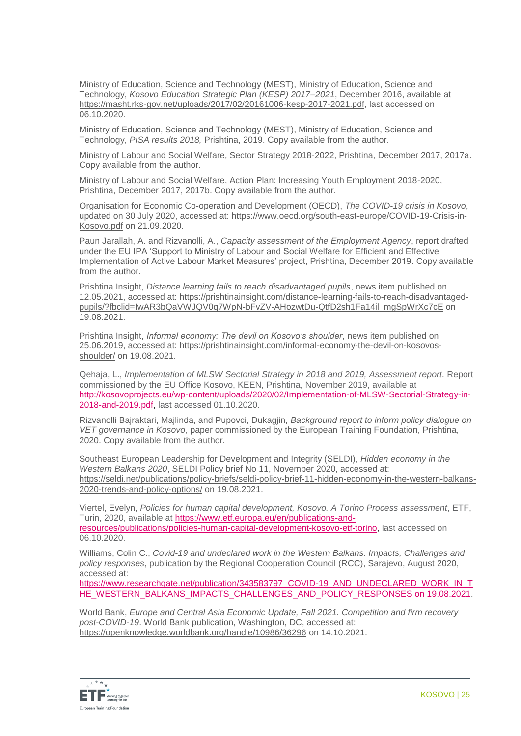Ministry of Education, Science and Technology (MEST), Ministry of Education, Science and Technology, *Kosovo Education Strategic Plan (KESP) 2017–2021*, December 2016, available at https://masht.rks-gov.net/uploads/2017/02/20161006-kesp-2017-2021.pdf, last accessed on 06.10.2020.

Ministry of Education, Science and Technology (MEST), Ministry of Education, Science and Technology, *PISA results 2018,* Prishtina, 2019. Copy available from the author.

Ministry of Labour and Social Welfare, Sector Strategy 2018-2022, Prishtina, December 2017, 2017a. Copy available from the author.

Ministry of Labour and Social Welfare, Action Plan: Increasing Youth Employment 2018-2020, Prishtina, December 2017, 2017b. Copy available from the author.

Organisation for Economic Co-operation and Development (OECD), *The COVID-19 crisis in Kosovo*, updated on 30 July 2020, accessed at: https://www.oecd.org/south-east-europe/COVID-19-Crisis-in-Kosovo.pdf on 21.09.2020.

Paun Jarallah, A. and Rizvanolli, A., *Capacity assessment of the Employment Agency*, report drafted under the EU IPA 'Support to Ministry of Labour and Social Welfare for Efficient and Effective Implementation of Active Labour Market Measures' project, Prishtina, December 2019. Copy available from the author.

Prishtina Insight, *Distance learning fails to reach disadvantaged pupils*, news item published on 12.05.2021, accessed at: https://prishtinainsight.com/distance-learning-fails-to-reach-disadvantaged-pupils/?fbclid=IwAR3bQaVWJQV0q7WpN-bFvZV-AHozwtDu-QtfD2sh1Fa14il_mgSpWrXc7cE on 19.08.2021.

Prishtina Insight, *Informal economy: The devil on Kosovo's shoulder*, news item published on 25.06.2019, accessed at: https://prishtinainsight.com/informal-economy-the-devil-on-kosovos-shoulder/ on 19.08.2021.

Qehaja, L., *Implementation of MLSW Sectorial Strategy in 2018 and 2019, Assessment report.* Report commissioned by the EU Office Kosovo, KEEN, Prishtina, November 2019, available at http://kosovoprojects.eu/wp-content/uploads/2020/02/Implementation-of-MLSW-Sectorial-Strategy-in-2018-and-2019.pdf, last accessed 01.10.2020.

Rizvanolli Bajraktari, Majlinda, and Pupovci, Dukagjin, *Background report to inform policy dialogue on VET governance in Kosovo*, paper commissioned by the European Training Foundation, Prishtina, 2020. Copy available from the author.

Southeast European Leadership for Development and Integrity (SELDI), *Hidden economy in the Western Balkans 2020*, SELDI Policy brief No 11, November 2020, accessed at: https://seldi.net/publications/policy-briefs/seldi-policy-brief-11-hidden-economy-in-the-western-balkans-2020-trends-and-policy-options/ on 19.08.2021.

Viertel, Evelyn, *Policies for human capital development, Kosovo. A Torino Process assessment*, ETF, Turin, 2020, available at https://www.etf.europa.eu/en/publications-and-resources/publications/policies-human-capital-development-kosovo-etf-torino, last accessed on 06.10.2020.

Williams, Colin C., *Covid-19 and undeclared work in the Western Balkans. Impacts, Challenges and policy responses*, publication by the Regional Cooperation Council (RCC), Sarajevo, August 2020, accessed at: https://www.researchgate.net/publication/343583797_COVID-19_AND_UNDECLARED_WORK_IN_THE_WESTERN_BALKANS_IMPACTS_CHALLENGES_AND_POLICY_RESPONSES on 19.08.2021.

World Bank, *Europe and Central Asia Economic Update, Fall 2021. Competition and firm recovery post-COVID-19*. World Bank publication, Washington, DC, accessed at: https://openknowledge.worldbank.org/handle/10986/36296 on 14.10.2021.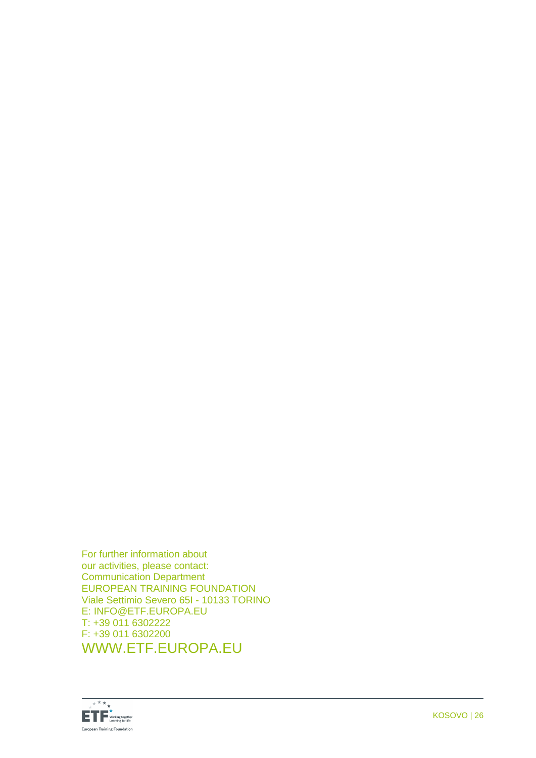For further information about
our activities, please contact:
Communication Department
EUROPEAN TRAINING FOUNDATION
Viale Settimio Severo 65I - 10133 TORINO
E: INFO@ETF.EUROPA.EU
T: +39 011 6302222
F: +39 011 6302200
WWW.ETF.EUROPA.EU